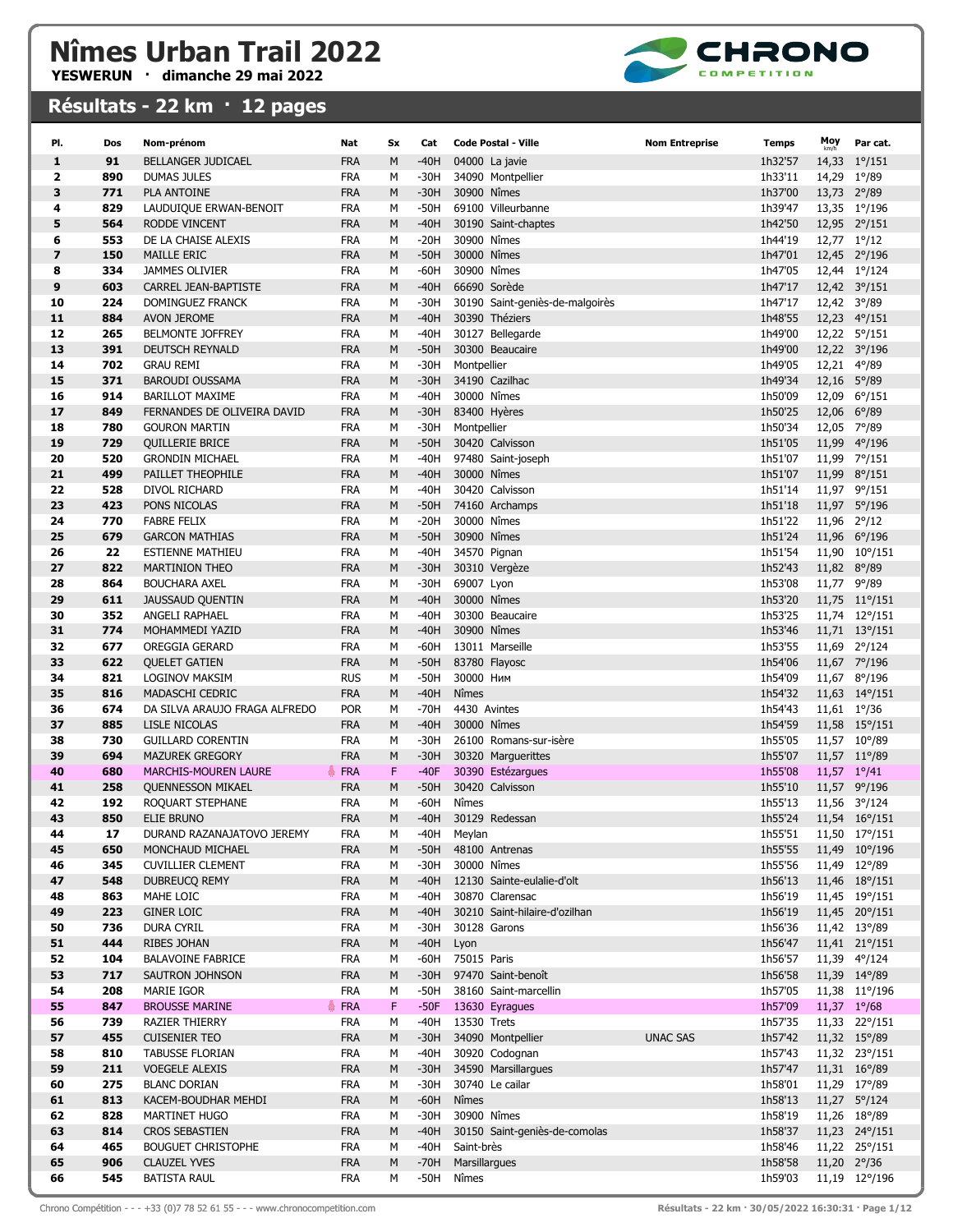# Nîmes Urban Trail 2022

**YESWERUN · dimanche 29 mai 2022**

## Résultats - 22 km · 12 pages

| Pl. | Dos | Nom-prénom | Nat | Sx | Cat | Code Postal - Ville | Nom Entreprise | Temps | Moy km/h | Par cat. |
|---|---|---|---|---|---|---|---|---|---|---|
| 1 | 91 | BELLANGER JUDICAEL | FRA | M | -40H | 04000 La javie | | 1h32'57 | 14,33 | 1°/151 |
| 2 | 890 | DUMAS JULES | FRA | M | -30H | 34090 Montpellier | | 1h33'11 | 14,29 | 1°/89 |
| 3 | 771 | PLA ANTOINE | FRA | M | -30H | 30900 Nîmes | | 1h37'00 | 13,73 | 2°/89 |
| 4 | 829 | LAUDUIQUE ERWAN-BENOIT | FRA | M | -50H | 69100 Villeurbanne | | 1h39'47 | 13,35 | 1°/196 |
| 5 | 564 | RODDE VINCENT | FRA | M | -40H | 30190 Saint-chaptes | | 1h42'50 | 12,95 | 2°/151 |
| 6 | 553 | DE LA CHAISE ALEXIS | FRA | M | -20H | 30900 Nîmes | | 1h44'19 | 12,77 | 1°/12 |
| 7 | 150 | MAILLE ERIC | FRA | M | -50H | 30000 Nîmes | | 1h47'01 | 12,45 | 2°/196 |
| 8 | 334 | JAMMES OLIVIER | FRA | M | -60H | 30900 Nîmes | | 1h47'05 | 12,44 | 1°/124 |
| 9 | 603 | CARREL JEAN-BAPTISTE | FRA | M | -40H | 66690 Sorède | | 1h47'17 | 12,42 | 3°/151 |
| 10 | 224 | DOMINGUEZ FRANCK | FRA | M | -30H | 30190 Saint-geniès-de-malgoirès | | 1h47'17 | 12,42 | 3°/89 |
| 11 | 884 | AVON JEROME | FRA | M | -40H | 30390 Théziers | | 1h48'55 | 12,23 | 4°/151 |
| 12 | 265 | BELMONTE JOFFREY | FRA | M | -40H | 30127 Bellegarde | | 1h49'00 | 12,22 | 5°/151 |
| 13 | 391 | DEUTSCH REYNALD | FRA | M | -50H | 30300 Beaucaire | | 1h49'00 | 12,22 | 3°/196 |
| 14 | 702 | GRAU REMI | FRA | M | -30H | Montpellier | | 1h49'05 | 12,21 | 4°/89 |
| 15 | 371 | BAROUDI OUSSAMA | FRA | M | -30H | 34190 Cazilhac | | 1h49'34 | 12,16 | 5°/89 |
| 16 | 914 | BARILLOT MAXIME | FRA | M | -40H | 30000 Nîmes | | 1h50'09 | 12,09 | 6°/151 |
| 17 | 849 | FERNANDES DE OLIVEIRA DAVID | FRA | M | -30H | 83400 Hyères | | 1h50'25 | 12,06 | 6°/89 |
| 18 | 780 | GOURON MARTIN | FRA | M | -30H | Montpellier | | 1h50'34 | 12,05 | 7°/89 |
| 19 | 729 | QUILLERIE BRICE | FRA | M | -50H | 30420 Calvisson | | 1h51'05 | 11,99 | 4°/196 |
| 20 | 520 | GRONDIN MICHAEL | FRA | M | -40H | 97480 Saint-joseph | | 1h51'07 | 11,99 | 7°/151 |
| 21 | 499 | PAILLET THEOPHILE | FRA | M | -40H | 30000 Nîmes | | 1h51'07 | 11,99 | 8°/151 |
| 22 | 528 | DIVOL RICHARD | FRA | M | -40H | 30420 Calvisson | | 1h51'14 | 11,97 | 9°/151 |
| 23 | 423 | PONS NICOLAS | FRA | M | -50H | 74160 Archamps | | 1h51'18 | 11,97 | 5°/196 |
| 24 | 770 | FABRE FELIX | FRA | M | -20H | 30000 Nîmes | | 1h51'22 | 11,96 | 2°/12 |
| 25 | 679 | GARCON MATHIAS | FRA | M | -50H | 30900 Nîmes | | 1h51'24 | 11,96 | 6°/196 |
| 26 | 22 | ESTIENNE MATHIEU | FRA | M | -40H | 34570 Pignan | | 1h51'54 | 11,90 | 10°/151 |
| 27 | 822 | MARTINION THEO | FRA | M | -30H | 30310 Vergèze | | 1h52'43 | 11,82 | 8°/89 |
| 28 | 864 | BOUCHARA AXEL | FRA | M | -30H | 69007 Lyon | | 1h53'08 | 11,77 | 9°/89 |
| 29 | 611 | JAUSSAUD QUENTIN | FRA | M | -40H | 30000 Nîmes | | 1h53'20 | 11,75 | 11°/151 |
| 30 | 352 | ANGELI RAPHAEL | FRA | M | -40H | 30300 Beaucaire | | 1h53'25 | 11,74 | 12°/151 |
| 31 | 774 | MOHAMMEDI YAZID | FRA | M | -40H | 30900 Nîmes | | 1h53'46 | 11,71 | 13°/151 |
| 32 | 677 | OREGGIA GERARD | FRA | M | -60H | 13011 Marseille | | 1h53'55 | 11,69 | 2°/124 |
| 33 | 622 | QUELET GATIEN | FRA | M | -50H | 83780 Flayosc | | 1h54'06 | 11,67 | 7°/196 |
| 34 | 821 | LOGINOV MAKSIM | RUS | M | -50H | 30000 Ним | | 1h54'09 | 11,67 | 8°/196 |
| 35 | 816 | MADASCHI CEDRIC | FRA | M | -40H | Nîmes | | 1h54'32 | 11,63 | 14°/151 |
| 36 | 674 | DA SILVA ARAUJO FRAGA ALFREDO | POR | M | -70H | 4430 Avintes | | 1h54'43 | 11,61 | 1°/36 |
| 37 | 885 | LISLE NICOLAS | FRA | M | -40H | 30000 Nîmes | | 1h54'59 | 11,58 | 15°/151 |
| 38 | 730 | GUILLARD CORENTIN | FRA | M | -30H | 26100 Romans-sur-isère | | 1h55'05 | 11,57 | 10°/89 |
| 39 | 694 | MAZUREK GREGORY | FRA | M | -30H | 30320 Marguerittes | | 1h55'07 | 11,57 | 11°/89 |
| 40 | 680 | MARCHIS-MOUREN LAURE | FRA | F | -40F | 30390 Estézargues | | 1h55'08 | 11,57 | 1°/41 |
| 41 | 258 | QUENNESSON MIKAEL | FRA | M | -50H | 30420 Calvisson | | 1h55'10 | 11,57 | 9°/196 |
| 42 | 192 | ROQUART STEPHANE | FRA | M | -60H | Nîmes | | 1h55'13 | 11,56 | 3°/124 |
| 43 | 850 | ELIE BRUNO | FRA | M | -40H | 30129 Redessan | | 1h55'24 | 11,54 | 16°/151 |
| 44 | 17 | DURAND RAZANAJATOVO JEREMY | FRA | M | -40H | Meylan | | 1h55'51 | 11,50 | 17°/151 |
| 45 | 650 | MONCHAUD MICHAEL | FRA | M | -50H | 48100 Antrenas | | 1h55'55 | 11,49 | 10°/196 |
| 46 | 345 | CUVILLIER CLEMENT | FRA | M | -30H | 30000 Nîmes | | 1h55'56 | 11,49 | 12°/89 |
| 47 | 548 | DUBREUCQ REMY | FRA | M | -40H | 12130 Sainte-eulalie-d'olt | | 1h56'13 | 11,46 | 18°/151 |
| 48 | 863 | MAHE LOIC | FRA | M | -40H | 30870 Clarensac | | 1h56'19 | 11,45 | 19°/151 |
| 49 | 223 | GINER LOIC | FRA | M | -40H | 30210 Saint-hilaire-d'ozilhan | | 1h56'19 | 11,45 | 20°/151 |
| 50 | 736 | DURA CYRIL | FRA | M | -30H | 30128 Garons | | 1h56'36 | 11,42 | 13°/89 |
| 51 | 444 | RIBES JOHAN | FRA | M | -40H | Lyon | | 1h56'47 | 11,41 | 21°/151 |
| 52 | 104 | BALAVOINE FABRICE | FRA | M | -60H | 75015 Paris | | 1h56'57 | 11,39 | 4°/124 |
| 53 | 717 | SAUTRON JOHNSON | FRA | M | -30H | 97470 Saint-benoît | | 1h56'58 | 11,39 | 14°/89 |
| 54 | 208 | MARIE IGOR | FRA | M | -50H | 38160 Saint-marcellin | | 1h57'05 | 11,38 | 11°/196 |
| 55 | 847 | BROUSSE MARINE | FRA | F | -50F | 13630 Eyragues | | 1h57'09 | 11,37 | 1°/68 |
| 56 | 739 | RAZIER THIERRY | FRA | M | -40H | 13530 Trets | | 1h57'35 | 11,33 | 22°/151 |
| 57 | 455 | CUISENIER TEO | FRA | M | -30H | 34090 Montpellier | UNAC SAS | 1h57'42 | 11,32 | 15°/89 |
| 58 | 810 | TABUSSE FLORIAN | FRA | M | -40H | 30920 Codognan | | 1h57'43 | 11,32 | 23°/151 |
| 59 | 211 | VOEGELE ALEXIS | FRA | M | -30H | 34590 Marsillargues | | 1h57'47 | 11,31 | 16°/89 |
| 60 | 275 | BLANC DORIAN | FRA | M | -30H | 30740 Le cailar | | 1h58'01 | 11,29 | 17°/89 |
| 61 | 813 | KACEM-BOUDHAR MEHDI | FRA | M | -60H | Nîmes | | 1h58'13 | 11,27 | 5°/124 |
| 62 | 828 | MARTINET HUGO | FRA | M | -30H | 30900 Nîmes | | 1h58'19 | 11,26 | 18°/89 |
| 63 | 814 | CROS SEBASTIEN | FRA | M | -40H | 30150 Saint-geniès-de-comolas | | 1h58'37 | 11,23 | 24°/151 |
| 64 | 465 | BOUGUET CHRISTOPHE | FRA | M | -40H | Saint-brès | | 1h58'46 | 11,22 | 25°/151 |
| 65 | 906 | CLAUZEL YVES | FRA | M | -70H | Marsillargues | | 1h58'58 | 11,20 | 2°/36 |
| 66 | 545 | BATISTA RAUL | FRA | M | -50H | Nîmes | | 1h59'03 | 11,19 | 12°/196 |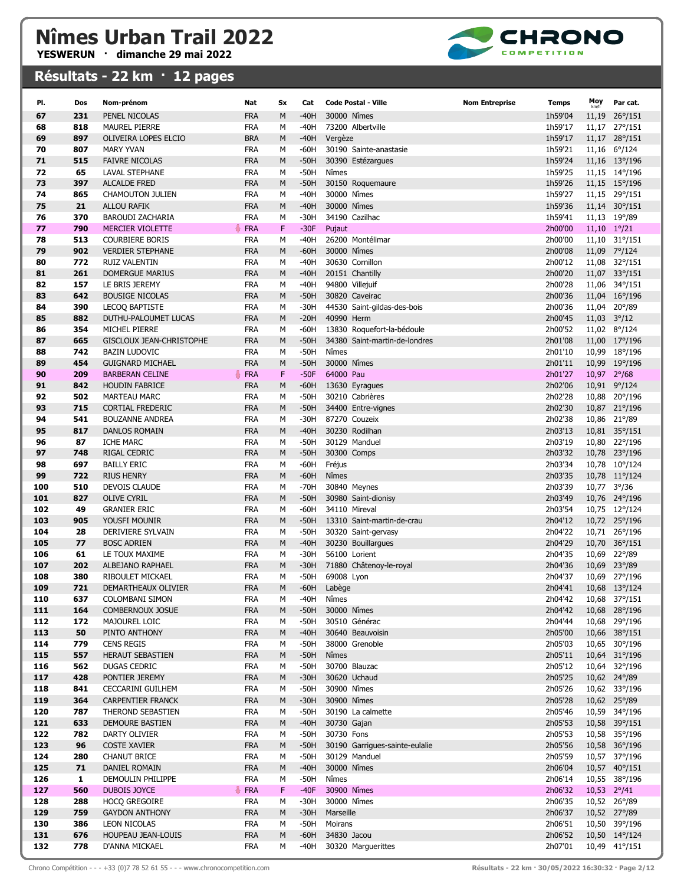# Nîmes Urban Trail 2022

**YESWERUN · dimanche 29 mai 2022**

## Résultats - 22 km · 12 pages

| Pl. | Dos | Nom-prénom | Nat | Sx | Cat | Code Postal - Ville | Nom Entreprise | Temps | Moy km/h | Par cat. |
|---|---|---|---|---|---|---|---|---|---|---|
| 67 | 231 | PENEL NICOLAS | FRA | M | -40H | 30000 Nîmes | | 1h59'04 | 11,19 | 26°/151 |
| 68 | 818 | MAUREL PIERRE | FRA | M | -40H | 73200 Albertville | | 1h59'17 | 11,17 | 27°/151 |
| 69 | 897 | OLIVEIRA LOPES ELCIO | BRA | M | -40H | Vergèze | | 1h59'17 | 11,17 | 28°/151 |
| 70 | 807 | MARY YVAN | FRA | M | -60H | 30190 Sainte-anastasie | | 1h59'21 | 11,16 | 6°/124 |
| 71 | 515 | FAIVRE NICOLAS | FRA | M | -50H | 30390 Estézargues | | 1h59'24 | 11,16 | 13°/196 |
| 72 | 65 | LAVAL STEPHANE | FRA | M | -50H | Nîmes | | 1h59'25 | 11,15 | 14°/196 |
| 73 | 397 | ALCALDE FRED | FRA | M | -50H | 30150 Roquemaure | | 1h59'26 | 11,15 | 15°/196 |
| 74 | 865 | CHAMOUTON JULIEN | FRA | M | -40H | 30000 Nîmes | | 1h59'27 | 11,15 | 29°/151 |
| 75 | 21 | ALLOU RAFIK | FRA | M | -40H | 30000 Nîmes | | 1h59'36 | 11,14 | 30°/151 |
| 76 | 370 | BAROUDI ZACHARIA | FRA | M | -30H | 34190 Cazilhac | | 1h59'41 | 11,13 | 19°/89 |
| 77 | 790 | MERCIER VIOLETTE | FRA | F | -30F | Pujaut | | 2h00'00 | 11,10 | 1°/21 |
| 78 | 513 | COURBIERE BORIS | FRA | M | -40H | 26200 Montélimar | | 2h00'00 | 11,10 | 31°/151 |
| 79 | 902 | VERDIER STEPHANE | FRA | M | -60H | 30000 Nîmes | | 2h00'08 | 11,09 | 7°/124 |
| 80 | 772 | RUIZ VALENTIN | FRA | M | -40H | 30630 Cornillon | | 2h00'12 | 11,08 | 32°/151 |
| 81 | 261 | DOMERGUE MARIUS | FRA | M | -40H | 20151 Chantilly | | 2h00'20 | 11,07 | 33°/151 |
| 82 | 157 | LE BRIS JEREMY | FRA | M | -40H | 94800 Villejuif | | 2h00'28 | 11,06 | 34°/151 |
| 83 | 642 | BOUSIGE NICOLAS | FRA | M | -50H | 30820 Caveirac | | 2h00'36 | 11,04 | 16°/196 |
| 84 | 390 | LECOQ BAPTISTE | FRA | M | -30H | 44530 Saint-gildas-des-bois | | 2h00'36 | 11,04 | 20°/89 |
| 85 | 882 | DUTHU-PALOUMET LUCAS | FRA | M | -20H | 40990 Herm | | 2h00'45 | 11,03 | 3°/12 |
| 86 | 354 | MICHEL PIERRE | FRA | M | -60H | 13830 Roquefort-la-bédoule | | 2h00'52 | 11,02 | 8°/124 |
| 87 | 665 | GISCLOUX JEAN-CHRISTOPHE | FRA | M | -50H | 34380 Saint-martin-de-londres | | 2h01'08 | 11,00 | 17°/196 |
| 88 | 742 | BAZIN LUDOVIC | FRA | M | -50H | Nîmes | | 2h01'10 | 10,99 | 18°/196 |
| 89 | 454 | GUIGNARD MICHAEL | FRA | M | -50H | 30000 Nîmes | | 2h01'11 | 10,99 | 19°/196 |
| 90 | 209 | BARBERAN CELINE | FRA | F | -50F | 64000 Pau | | 2h01'27 | 10,97 | 2°/68 |
| 91 | 842 | HOUDIN FABRICE | FRA | M | -60H | 13630 Eyragues | | 2h02'06 | 10,91 | 9°/124 |
| 92 | 502 | MARTEAU MARC | FRA | M | -50H | 30210 Cabrières | | 2h02'28 | 10,88 | 20°/196 |
| 93 | 715 | CORTIAL FREDERIC | FRA | M | -50H | 34400 Entre-vignes | | 2h02'30 | 10,87 | 21°/196 |
| 94 | 541 | BOUZANNE ANDREA | FRA | M | -30H | 87270 Couzeix | | 2h02'38 | 10,86 | 21°/89 |
| 95 | 817 | DANLOS ROMAIN | FRA | M | -40H | 30230 Rodilhan | | 2h03'13 | 10,81 | 35°/151 |
| 96 | 87 | ICHE MARC | FRA | M | -50H | 30129 Manduel | | 2h03'19 | 10,80 | 22°/196 |
| 97 | 748 | RIGAL CEDRIC | FRA | M | -50H | 30300 Comps | | 2h03'32 | 10,78 | 23°/196 |
| 98 | 697 | BAILLY ERIC | FRA | M | -60H | Fréjus | | 2h03'34 | 10,78 | 10°/124 |
| 99 | 722 | RIUS HENRY | FRA | M | -60H | Nîmes | | 2h03'35 | 10,78 | 11°/124 |
| 100 | 510 | DEVOIS CLAUDE | FRA | M | -70H | 30840 Meynes | | 2h03'39 | 10,77 | 3°/36 |
| 101 | 827 | OLIVE CYRIL | FRA | M | -50H | 30980 Saint-dionisy | | 2h03'49 | 10,76 | 24°/196 |
| 102 | 49 | GRANIER ERIC | FRA | M | -60H | 34110 Mireval | | 2h03'54 | 10,75 | 12°/124 |
| 103 | 905 | YOUSFI MOUNIR | FRA | M | -50H | 13310 Saint-martin-de-crau | | 2h04'12 | 10,72 | 25°/196 |
| 104 | 28 | DERIVIERE SYLVAIN | FRA | M | -50H | 30320 Saint-gervasy | | 2h04'22 | 10,71 | 26°/196 |
| 105 | 77 | BOSC ADRIEN | FRA | M | -40H | 30230 Bouillargues | | 2h04'29 | 10,70 | 36°/151 |
| 106 | 61 | LE TOUX MAXIME | FRA | M | -30H | 56100 Lorient | | 2h04'35 | 10,69 | 22°/89 |
| 107 | 202 | ALBEJANO RAPHAEL | FRA | M | -30H | 71880 Châtenoy-le-royal | | 2h04'36 | 10,69 | 23°/89 |
| 108 | 380 | RIBOULET MICKAEL | FRA | M | -50H | 69008 Lyon | | 2h04'37 | 10,69 | 27°/196 |
| 109 | 721 | DEMARTHEAUX OLIVIER | FRA | M | -60H | Labège | | 2h04'41 | 10,68 | 13°/124 |
| 110 | 637 | COLOMBANI SIMON | FRA | M | -40H | Nîmes | | 2h04'42 | 10,68 | 37°/151 |
| 111 | 164 | COMBERNOUX JOSUE | FRA | M | -50H | 30000 Nîmes | | 2h04'42 | 10,68 | 28°/196 |
| 112 | 172 | MAJOUREL LOIC | FRA | M | -50H | 30510 Générac | | 2h04'44 | 10,68 | 29°/196 |
| 113 | 50 | PINTO ANTHONY | FRA | M | -40H | 30640 Beauvoisin | | 2h05'00 | 10,66 | 38°/151 |
| 114 | 779 | CENS REGIS | FRA | M | -50H | 38000 Grenoble | | 2h05'03 | 10,65 | 30°/196 |
| 115 | 557 | HERAUT SEBASTIEN | FRA | M | -50H | Nîmes | | 2h05'11 | 10,64 | 31°/196 |
| 116 | 562 | DUGAS CEDRIC | FRA | M | -50H | 30700 Blauzac | | 2h05'12 | 10,64 | 32°/196 |
| 117 | 428 | PONTIER JEREMY | FRA | M | -30H | 30620 Uchaud | | 2h05'25 | 10,62 | 24°/89 |
| 118 | 841 | CECCARINI GUILHEM | FRA | M | -50H | 30900 Nîmes | | 2h05'26 | 10,62 | 33°/196 |
| 119 | 364 | CARPENTIER FRANCK | FRA | M | -30H | 30900 Nîmes | | 2h05'28 | 10,62 | 25°/89 |
| 120 | 787 | THEROND SEBASTIEN | FRA | M | -50H | 30190 La calmette | | 2h05'46 | 10,59 | 34°/196 |
| 121 | 633 | DEMOURE BASTIEN | FRA | M | -40H | 30730 Gajan | | 2h05'53 | 10,58 | 39°/151 |
| 122 | 782 | DARTY OLIVIER | FRA | M | -50H | 30730 Fons | | 2h05'53 | 10,58 | 35°/196 |
| 123 | 96 | COSTE XAVIER | FRA | M | -50H | 30190 Garrigues-sainte-eulalie | | 2h05'56 | 10,58 | 36°/196 |
| 124 | 280 | CHANUT BRICE | FRA | M | -50H | 30129 Manduel | | 2h05'59 | 10,57 | 37°/196 |
| 125 | 71 | DANIEL ROMAIN | FRA | M | -40H | 30000 Nîmes | | 2h06'04 | 10,57 | 40°/151 |
| 126 | 1 | DEMOULIN PHILIPPE | FRA | M | -50H | Nîmes | | 2h06'14 | 10,55 | 38°/196 |
| 127 | 560 | DUBOIS JOYCE | FRA | F | -40F | 30900 Nîmes | | 2h06'32 | 10,53 | 2°/41 |
| 128 | 288 | HOCQ GREGOIRE | FRA | M | -30H | 30000 Nîmes | | 2h06'35 | 10,52 | 26°/89 |
| 129 | 759 | GAYDON ANTHONY | FRA | M | -30H | Marseille | | 2h06'37 | 10,52 | 27°/89 |
| 130 | 386 | LEON NICOLAS | FRA | M | -50H | Moirans | | 2h06'51 | 10,50 | 39°/196 |
| 131 | 676 | HOUPEAU JEAN-LOUIS | FRA | M | -60H | 34830 Jacou | | 2h06'52 | 10,50 | 14°/124 |
| 132 | 778 | D'ANNA MICKAEL | FRA | M | -40H | 30320 Marguerittes | | 2h07'01 | 10,49 | 41°/151 |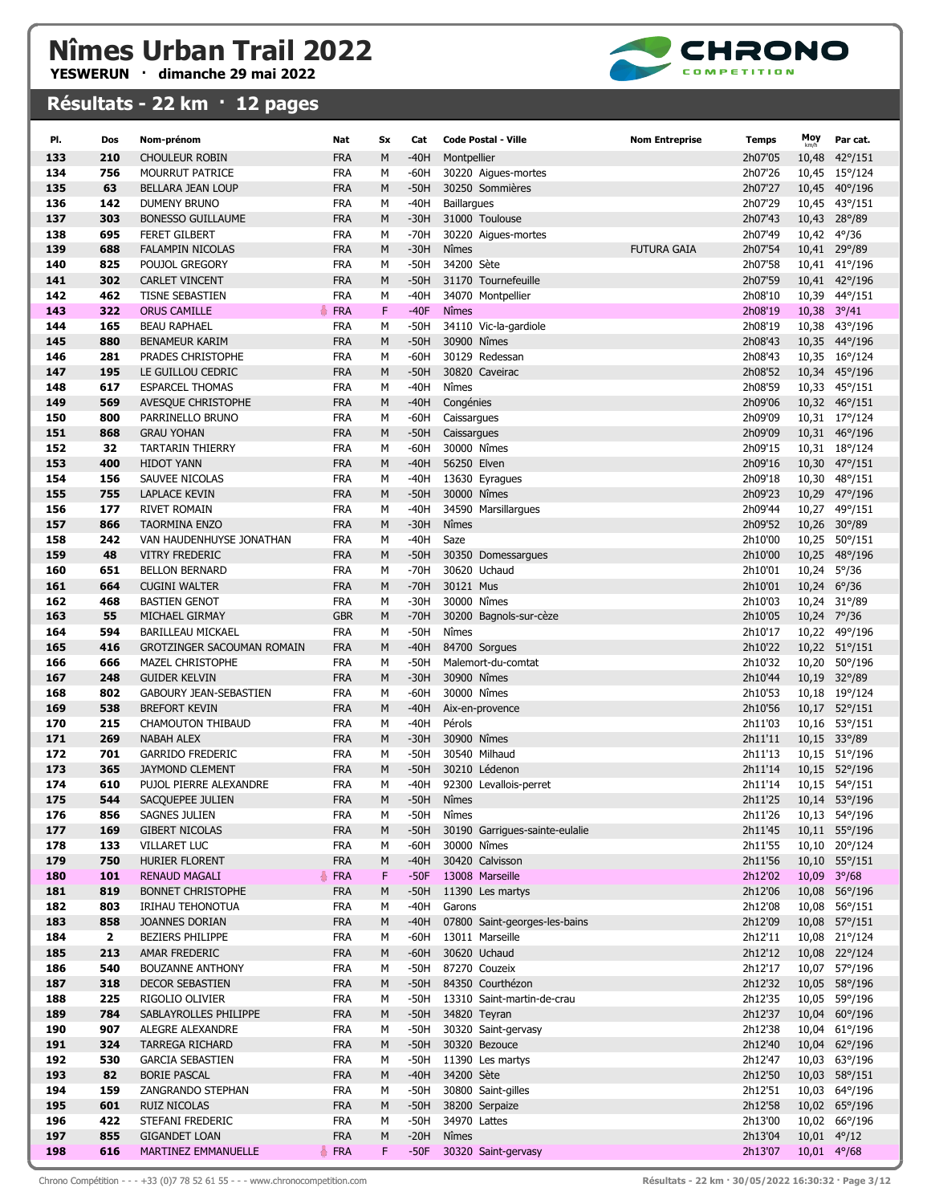# Nîmes Urban Trail 2022

**YESWERUN · dimanche 29 mai 2022**

## Résultats - 22 km · 12 pages

| Pl. | Dos | Nom-prénom | Nat | Sx | Cat | Code Postal - Ville | Nom Entreprise | Temps | Moy km/h | Par cat. |
|---|---|---|---|---|---|---|---|---|---|---|
| 133 | 210 | CHOULEUR ROBIN | FRA | M | -40H | Montpellier | | 2h07'05 | 10,48 | 42°/151 |
| 134 | 756 | MOURRUT PATRICE | FRA | M | -60H | 30220 Aigues-mortes | | 2h07'26 | 10,45 | 15°/124 |
| 135 | 63 | BELLARA JEAN LOUP | FRA | M | -50H | 30250 Sommières | | 2h07'27 | 10,45 | 40°/196 |
| 136 | 142 | DUMENY BRUNO | FRA | M | -40H | Baillargues | | 2h07'29 | 10,45 | 43°/151 |
| 137 | 303 | BONESSO GUILLAUME | FRA | M | -30H | 31000 Toulouse | | 2h07'43 | 10,43 | 28°/89 |
| 138 | 695 | FERET GILBERT | FRA | M | -70H | 30220 Aigues-mortes | | 2h07'49 | 10,42 | 4°/36 |
| 139 | 688 | FALAMPIN NICOLAS | FRA | M | -30H | Nîmes | FUTURA GAIA | 2h07'54 | 10,41 | 29°/89 |
| 140 | 825 | POUJOL GREGORY | FRA | M | -50H | 34200 Sète | | 2h07'58 | 10,41 | 41°/196 |
| 141 | 302 | CARLET VINCENT | FRA | M | -50H | 31170 Tournefeuille | | 2h07'59 | 10,41 | 42°/196 |
| 142 | 462 | TISNE SEBASTIEN | FRA | M | -40H | 34070 Montpellier | | 2h08'10 | 10,39 | 44°/151 |
| 143 | 322 | ORUS CAMILLE | FRA | F | -40F | Nîmes | | 2h08'19 | 10,38 | 3°/41 |
| 144 | 165 | BEAU RAPHAEL | FRA | M | -50H | 34110 Vic-la-gardiole | | 2h08'19 | 10,38 | 43°/196 |
| 145 | 880 | BENAMEUR KARIM | FRA | M | -50H | 30900 Nîmes | | 2h08'43 | 10,35 | 44°/196 |
| 146 | 281 | PRADES CHRISTOPHE | FRA | M | -60H | 30129 Redessan | | 2h08'43 | 10,35 | 16°/124 |
| 147 | 195 | LE GUILLOU CEDRIC | FRA | M | -50H | 30820 Caveirac | | 2h08'52 | 10,34 | 45°/196 |
| 148 | 617 | ESPARCEL THOMAS | FRA | M | -40H | Nîmes | | 2h08'59 | 10,33 | 45°/151 |
| 149 | 569 | AVESQUE CHRISTOPHE | FRA | M | -40H | Congénies | | 2h09'06 | 10,32 | 46°/151 |
| 150 | 800 | PARRINELLO BRUNO | FRA | M | -60H | Caissargues | | 2h09'09 | 10,31 | 17°/124 |
| 151 | 868 | GRAU YOHAN | FRA | M | -50H | Caissargues | | 2h09'09 | 10,31 | 46°/196 |
| 152 | 32 | TARTARIN THIERRY | FRA | M | -60H | 30000 Nîmes | | 2h09'15 | 10,31 | 18°/124 |
| 153 | 400 | HIDOT YANN | FRA | M | -40H | 56250 Elven | | 2h09'16 | 10,30 | 47°/151 |
| 154 | 156 | SAUVEE NICOLAS | FRA | M | -40H | 13630 Eyragues | | 2h09'18 | 10,30 | 48°/151 |
| 155 | 755 | LAPLACE KEVIN | FRA | M | -50H | 30000 Nîmes | | 2h09'23 | 10,29 | 47°/196 |
| 156 | 177 | RIVET ROMAIN | FRA | M | -40H | 34590 Marsillargues | | 2h09'44 | 10,27 | 49°/151 |
| 157 | 866 | TAORMINA ENZO | FRA | M | -30H | Nîmes | | 2h09'52 | 10,26 | 30°/89 |
| 158 | 242 | VAN HAUDENHUYSE JONATHAN | FRA | M | -40H | Saze | | 2h10'00 | 10,25 | 50°/151 |
| 159 | 48 | VITRY FREDERIC | FRA | M | -50H | 30350 Domessargues | | 2h10'00 | 10,25 | 48°/196 |
| 160 | 651 | BELLON BERNARD | FRA | M | -70H | 30620 Uchaud | | 2h10'01 | 10,24 | 5°/36 |
| 161 | 664 | CUGINI WALTER | FRA | M | -70H | 30121 Mus | | 2h10'01 | 10,24 | 6°/36 |
| 162 | 468 | BASTIEN GENOT | FRA | M | -30H | 30000 Nîmes | | 2h10'03 | 10,24 | 31°/89 |
| 163 | 55 | MICHAEL GIRMAY | GBR | M | -70H | 30200 Bagnols-sur-cèze | | 2h10'05 | 10,24 | 7°/36 |
| 164 | 594 | BARILLEAU MICKAEL | FRA | M | -50H | Nîmes | | 2h10'17 | 10,22 | 49°/196 |
| 165 | 416 | GROTZINGER SACOUMAN ROMAIN | FRA | M | -40H | 84700 Sorgues | | 2h10'22 | 10,22 | 51°/151 |
| 166 | 666 | MAZEL CHRISTOPHE | FRA | M | -50H | Malemort-du-comtat | | 2h10'32 | 10,20 | 50°/196 |
| 167 | 248 | GUIDER KELVIN | FRA | M | -30H | 30900 Nîmes | | 2h10'44 | 10,19 | 32°/89 |
| 168 | 802 | GABOURY JEAN-SEBASTIEN | FRA | M | -60H | 30000 Nîmes | | 2h10'53 | 10,18 | 19°/124 |
| 169 | 538 | BREFORT KEVIN | FRA | M | -40H | Aix-en-provence | | 2h10'56 | 10,17 | 52°/151 |
| 170 | 215 | CHAMOUTON THIBAUD | FRA | M | -40H | Pérols | | 2h11'03 | 10,16 | 53°/151 |
| 171 | 269 | NABAH ALEX | FRA | M | -30H | 30900 Nîmes | | 2h11'11 | 10,15 | 33°/89 |
| 172 | 701 | GARRIDO FREDERIC | FRA | M | -50H | 30540 Milhaud | | 2h11'13 | 10,15 | 51°/196 |
| 173 | 365 | JAYMOND CLEMENT | FRA | M | -50H | 30210 Lédenon | | 2h11'14 | 10,15 | 52°/196 |
| 174 | 610 | PUJOL PIERRE ALEXANDRE | FRA | M | -40H | 92300 Levallois-perret | | 2h11'14 | 10,15 | 54°/151 |
| 175 | 544 | SACQUEPEE JULIEN | FRA | M | -50H | Nîmes | | 2h11'25 | 10,14 | 53°/196 |
| 176 | 856 | SAGNES JULIEN | FRA | M | -50H | Nîmes | | 2h11'26 | 10,13 | 54°/196 |
| 177 | 169 | GIBERT NICOLAS | FRA | M | -50H | 30190 Garrigues-sainte-eulalie | | 2h11'45 | 10,11 | 55°/196 |
| 178 | 133 | VILLARET LUC | FRA | M | -60H | 30000 Nîmes | | 2h11'55 | 10,10 | 20°/124 |
| 179 | 750 | HURIER FLORENT | FRA | M | -40H | 30420 Calvisson | | 2h11'56 | 10,10 | 55°/151 |
| 180 | 101 | RENAUD MAGALI | FRA | F | -50F | 13008 Marseille | | 2h12'02 | 10,09 | 3°/68 |
| 181 | 819 | BONNET CHRISTOPHE | FRA | M | -50H | 11390 Les martys | | 2h12'06 | 10,08 | 56°/196 |
| 182 | 803 | IRIHAU TEHONOTUA | FRA | M | -40H | Garons | | 2h12'08 | 10,08 | 56°/151 |
| 183 | 858 | JOANNES DORIAN | FRA | M | -40H | 07800 Saint-georges-les-bains | | 2h12'09 | 10,08 | 57°/151 |
| 184 | 2 | BEZIERS PHILIPPE | FRA | M | -60H | 13011 Marseille | | 2h12'11 | 10,08 | 21°/124 |
| 185 | 213 | AMAR FREDERIC | FRA | M | -60H | 30620 Uchaud | | 2h12'12 | 10,08 | 22°/124 |
| 186 | 540 | BOUZANNE ANTHONY | FRA | M | -50H | 87270 Couzeix | | 2h12'17 | 10,07 | 57°/196 |
| 187 | 318 | DECOR SEBASTIEN | FRA | M | -50H | 84350 Courthézon | | 2h12'32 | 10,05 | 58°/196 |
| 188 | 225 | RIGOLIO OLIVIER | FRA | M | -50H | 13310 Saint-martin-de-crau | | 2h12'35 | 10,05 | 59°/196 |
| 189 | 784 | SABLAYROLLES PHILIPPE | FRA | M | -50H | 34820 Teyran | | 2h12'37 | 10,04 | 60°/196 |
| 190 | 907 | ALEGRE ALEXANDRE | FRA | M | -50H | 30320 Saint-gervasy | | 2h12'38 | 10,04 | 61°/196 |
| 191 | 324 | TARREGA RICHARD | FRA | M | -50H | 30320 Bezouce | | 2h12'40 | 10,04 | 62°/196 |
| 192 | 530 | GARCIA SEBASTIEN | FRA | M | -50H | 11390 Les martys | | 2h12'47 | 10,03 | 63°/196 |
| 193 | 82 | BORIE PASCAL | FRA | M | -40H | 34200 Sète | | 2h12'50 | 10,03 | 58°/151 |
| 194 | 159 | ZANGRANDO STEPHAN | FRA | M | -50H | 30800 Saint-gilles | | 2h12'51 | 10,03 | 64°/196 |
| 195 | 601 | RUIZ NICOLAS | FRA | M | -50H | 38200 Serpaize | | 2h12'58 | 10,02 | 65°/196 |
| 196 | 422 | STEFANI FREDERIC | FRA | M | -50H | 34970 Lattes | | 2h13'00 | 10,02 | 66°/196 |
| 197 | 855 | GIGANDET LOAN | FRA | M | -20H | Nîmes | | 2h13'04 | 10,01 | 4°/12 |
| 198 | 616 | MARTINEZ EMMANUELLE | FRA | F | -50F | 30320 Saint-gervasy | | 2h13'07 | 10,01 | 4°/68 |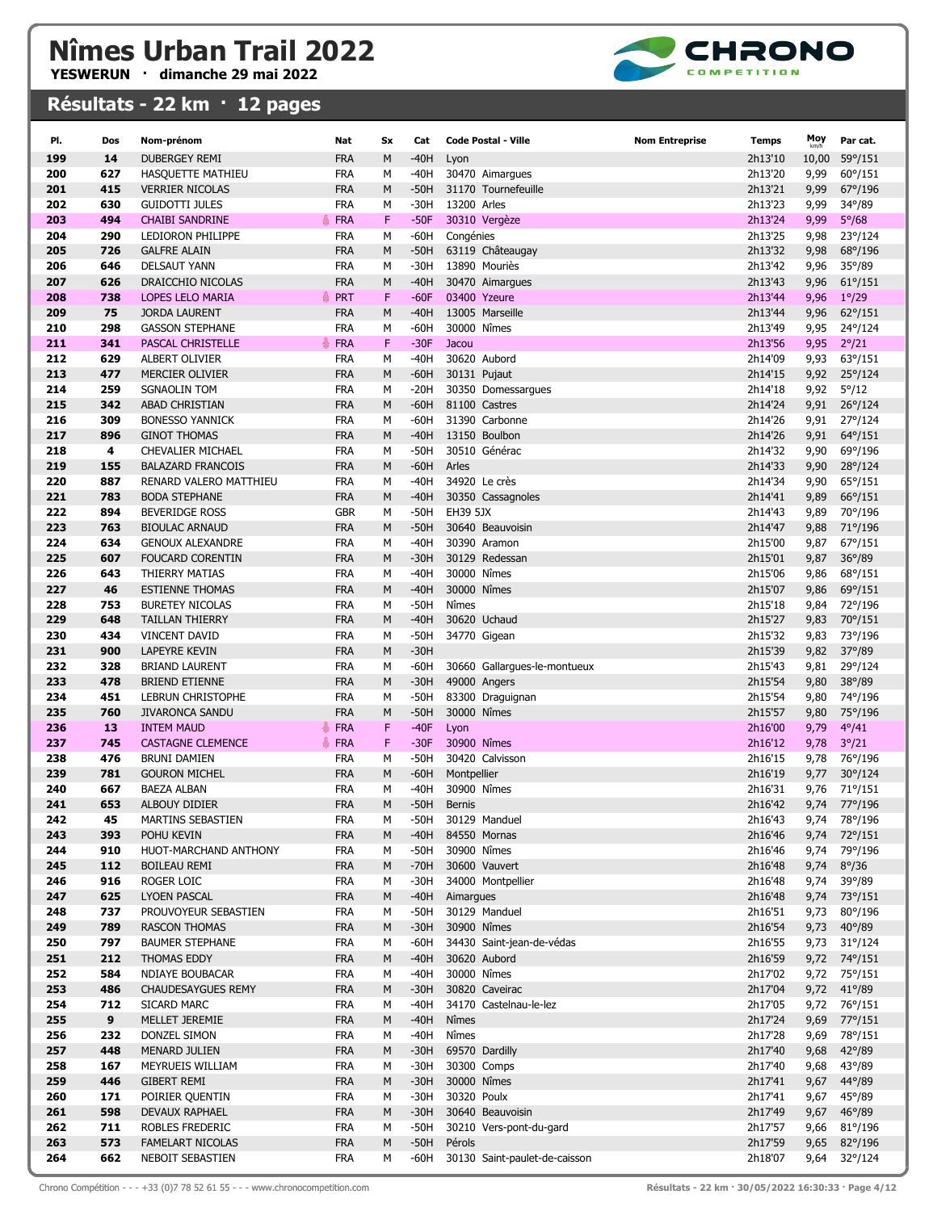# Nîmes Urban Trail 2022

**YESWERUN · dimanche 29 mai 2022**

## Résultats - 22 km · 12 pages

| Pl. | Dos | Nom-prénom | Nat | Sx | Cat | Code Postal - Ville | Nom Entreprise | Temps | Moy km/h | Par cat. |
|---|---|---|---|---|---|---|---|---|---|---|
| 199 | 14 | DUBERGEY REMI | FRA | M | -40H | Lyon | | 2h13'10 | 10,00 | 59°/151 |
| 200 | 627 | HASQUETTE MATHIEU | FRA | M | -40H | 30470 Aimargues | | 2h13'20 | 9,99 | 60°/151 |
| 201 | 415 | VERRIER NICOLAS | FRA | M | -50H | 31170 Tournefeuille | | 2h13'21 | 9,99 | 67°/196 |
| 202 | 630 | GUIDOTTI JULES | FRA | M | -30H | 13200 Arles | | 2h13'23 | 9,99 | 34°/89 |
| 203 | 494 | CHAIBI SANDRINE | FRA | F | -50F | 30310 Vergèze | | 2h13'24 | 9,99 | 5°/68 |
| 204 | 290 | LEDIORON PHILIPPE | FRA | M | -60H | Congénies | | 2h13'25 | 9,98 | 23°/124 |
| 205 | 726 | GALFRE ALAIN | FRA | M | -50H | 63119 Châteaugay | | 2h13'32 | 9,98 | 68°/196 |
| 206 | 646 | DELSAUT YANN | FRA | M | -30H | 13890 Mouriès | | 2h13'42 | 9,96 | 35°/89 |
| 207 | 626 | DRAICCHIO NICOLAS | FRA | M | -40H | 30470 Aimargues | | 2h13'43 | 9,96 | 61°/151 |
| 208 | 738 | LOPES LELO MARIA | PRT | F | -60F | 03400 Yzeure | | 2h13'44 | 9,96 | 1°/29 |
| 209 | 75 | JORDA LAURENT | FRA | M | -40H | 13005 Marseille | | 2h13'44 | 9,96 | 62°/151 |
| 210 | 298 | GASSON STEPHANE | FRA | M | -60H | 30000 Nîmes | | 2h13'49 | 9,95 | 24°/124 |
| 211 | 341 | PASCAL CHRISTELLE | FRA | F | -30F | Jacou | | 2h13'56 | 9,95 | 2°/21 |
| 212 | 629 | ALBERT OLIVIER | FRA | M | -40H | 30620 Aubord | | 2h14'09 | 9,93 | 63°/151 |
| 213 | 477 | MERCIER OLIVIER | FRA | M | -60H | 30131 Pujaut | | 2h14'15 | 9,92 | 25°/124 |
| 214 | 259 | SGNAOLIN TOM | FRA | M | -20H | 30350 Domessargues | | 2h14'18 | 9,92 | 5°/12 |
| 215 | 342 | ABAD CHRISTIAN | FRA | M | -60H | 81100 Castres | | 2h14'24 | 9,91 | 26°/124 |
| 216 | 309 | BONESSO YANNICK | FRA | M | -60H | 31390 Carbonne | | 2h14'26 | 9,91 | 27°/124 |
| 217 | 896 | GINOT THOMAS | FRA | M | -40H | 13150 Boulbon | | 2h14'26 | 9,91 | 64°/151 |
| 218 | 4 | CHEVALIER MICHAEL | FRA | M | -50H | 30510 Générac | | 2h14'32 | 9,90 | 69°/196 |
| 219 | 155 | BALAZARD FRANCOIS | FRA | M | -60H | Arles | | 2h14'33 | 9,90 | 28°/124 |
| 220 | 887 | RENARD VALERO MATTHIEU | FRA | M | -40H | 34920 Le crès | | 2h14'34 | 9,90 | 65°/151 |
| 221 | 783 | BODA STEPHANE | FRA | M | -40H | 30350 Cassagnoles | | 2h14'41 | 9,89 | 66°/151 |
| 222 | 894 | BEVERIDGE ROSS | GBR | M | -50H | EH39 5JX | | 2h14'43 | 9,89 | 70°/196 |
| 223 | 763 | BIOULAC ARNAUD | FRA | M | -50H | 30640 Beauvoisin | | 2h14'47 | 9,88 | 71°/196 |
| 224 | 634 | GENOUX ALEXANDRE | FRA | M | -40H | 30390 Aramon | | 2h15'00 | 9,87 | 67°/151 |
| 225 | 607 | FOUCARD CORENTIN | FRA | M | -30H | 30129 Redessan | | 2h15'01 | 9,87 | 36°/89 |
| 226 | 643 | THIERRY MATIAS | FRA | M | -40H | 30000 Nîmes | | 2h15'06 | 9,86 | 68°/151 |
| 227 | 46 | ESTIENNE THOMAS | FRA | M | -40H | 30000 Nîmes | | 2h15'07 | 9,86 | 69°/151 |
| 228 | 753 | BURETEY NICOLAS | FRA | M | -50H | Nîmes | | 2h15'18 | 9,84 | 72°/196 |
| 229 | 648 | TAILLAN THIERRY | FRA | M | -40H | 30620 Uchaud | | 2h15'27 | 9,83 | 70°/151 |
| 230 | 434 | VINCENT DAVID | FRA | M | -50H | 34770 Gigean | | 2h15'32 | 9,83 | 73°/196 |
| 231 | 900 | LAPEYRE KEVIN | FRA | M | -30H | | | 2h15'39 | 9,82 | 37°/89 |
| 232 | 328 | BRIAND LAURENT | FRA | M | -60H | 30660 Gallargues-le-montueux | | 2h15'43 | 9,81 | 29°/124 |
| 233 | 478 | BRIEND ETIENNE | FRA | M | -30H | 49000 Angers | | 2h15'54 | 9,80 | 38°/89 |
| 234 | 451 | LEBRUN CHRISTOPHE | FRA | M | -50H | 83300 Draguignan | | 2h15'54 | 9,80 | 74°/196 |
| 235 | 760 | JIVARONCA SANDU | FRA | M | -50H | 30000 Nîmes | | 2h15'57 | 9,80 | 75°/196 |
| 236 | 13 | INTEM MAUD | FRA | F | -40F | Lyon | | 2h16'00 | 9,79 | 4°/41 |
| 237 | 745 | CASTAGNE CLEMENCE | FRA | F | -30F | 30900 Nîmes | | 2h16'12 | 9,78 | 3°/21 |
| 238 | 476 | BRUNI DAMIEN | FRA | M | -50H | 30420 Calvisson | | 2h16'15 | 9,78 | 76°/196 |
| 239 | 781 | GOURON MICHEL | FRA | M | -60H | Montpellier | | 2h16'19 | 9,77 | 30°/124 |
| 240 | 667 | BAEZA ALBAN | FRA | M | -40H | 30900 Nîmes | | 2h16'31 | 9,76 | 71°/151 |
| 241 | 653 | ALBOUY DIDIER | FRA | M | -50H | Bernis | | 2h16'42 | 9,74 | 77°/196 |
| 242 | 45 | MARTINS SEBASTIEN | FRA | M | -50H | 30129 Manduel | | 2h16'43 | 9,74 | 78°/196 |
| 243 | 393 | POHU KEVIN | FRA | M | -40H | 84550 Mornas | | 2h16'46 | 9,74 | 72°/151 |
| 244 | 910 | HUOT-MARCHAND ANTHONY | FRA | M | -50H | 30900 Nîmes | | 2h16'46 | 9,74 | 79°/196 |
| 245 | 112 | BOILEAU REMI | FRA | M | -70H | 30600 Vauvert | | 2h16'48 | 9,74 | 8°/36 |
| 246 | 916 | ROGER LOIC | FRA | M | -30H | 34000 Montpellier | | 2h16'48 | 9,74 | 39°/89 |
| 247 | 625 | LYOEN PASCAL | FRA | M | -40H | Aimargues | | 2h16'48 | 9,74 | 73°/151 |
| 248 | 737 | PROUVOYEUR SEBASTIEN | FRA | M | -50H | 30129 Manduel | | 2h16'51 | 9,73 | 80°/196 |
| 249 | 789 | RASCON THOMAS | FRA | M | -30H | 30900 Nîmes | | 2h16'54 | 9,73 | 40°/89 |
| 250 | 797 | BAUMER STEPHANE | FRA | M | -60H | 34430 Saint-jean-de-védas | | 2h16'55 | 9,73 | 31°/124 |
| 251 | 212 | THOMAS EDDY | FRA | M | -40H | 30620 Aubord | | 2h16'59 | 9,72 | 74°/151 |
| 252 | 584 | NDIAYE BOUBACAR | FRA | M | -40H | 30000 Nîmes | | 2h17'02 | 9,72 | 75°/151 |
| 253 | 486 | CHAUDESAYGUES REMY | FRA | M | -30H | 30820 Caveirac | | 2h17'04 | 9,72 | 41°/89 |
| 254 | 712 | SICARD MARC | FRA | M | -40H | 34170 Castelnau-le-lez | | 2h17'05 | 9,72 | 76°/151 |
| 255 | 9 | MELLET JEREMIE | FRA | M | -40H | Nîmes | | 2h17'24 | 9,69 | 77°/151 |
| 256 | 232 | DONZEL SIMON | FRA | M | -40H | Nîmes | | 2h17'28 | 9,69 | 78°/151 |
| 257 | 448 | MENARD JULIEN | FRA | M | -30H | 69570 Dardilly | | 2h17'40 | 9,68 | 42°/89 |
| 258 | 167 | MEYRUEIS WILLIAM | FRA | M | -30H | 30300 Comps | | 2h17'40 | 9,68 | 43°/89 |
| 259 | 446 | GIBERT REMI | FRA | M | -30H | 30000 Nîmes | | 2h17'41 | 9,67 | 44°/89 |
| 260 | 171 | POIRIER QUENTIN | FRA | M | -30H | 30320 Poulx | | 2h17'41 | 9,67 | 45°/89 |
| 261 | 598 | DEVAUX RAPHAEL | FRA | M | -30H | 30640 Beauvoisin | | 2h17'49 | 9,67 | 46°/89 |
| 262 | 711 | ROBLES FREDERIC | FRA | M | -50H | 30210 Vers-pont-du-gard | | 2h17'57 | 9,66 | 81°/196 |
| 263 | 573 | FAMELART NICOLAS | FRA | M | -50H | Pérols | | 2h17'59 | 9,65 | 82°/196 |
| 264 | 662 | NEBOIT SEBASTIEN | FRA | M | -60H | 30130 Saint-paulet-de-caisson | | 2h18'07 | 9,64 | 32°/124 |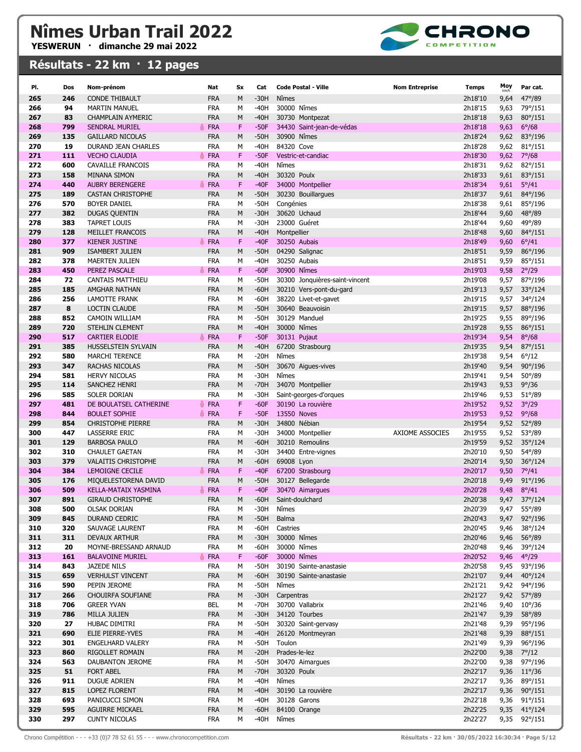# Nîmes Urban Trail 2022

**YESWERUN · dimanche 29 mai 2022**

## Résultats - 22 km · 12 pages

| Pl. | Dos | Nom-prénom | Nat | Sx | Cat | Code Postal - Ville | Nom Entreprise | Temps | Moy km/h | Par cat. |
|---|---|---|---|---|---|---|---|---|---|---|
| 265 | 246 | CONDE THIBAULT | FRA | M | -30H | Nîmes | | 2h18'10 | 9,64 | 47°/89 |
| 266 | 94 | MARTIN MANUEL | FRA | M | -40H | 30000 Nîmes | | 2h18'15 | 9,63 | 79°/151 |
| 267 | 83 | CHAMPLAIN AYMERIC | FRA | M | -40H | 30730 Montpezat | | 2h18'18 | 9,63 | 80°/151 |
| 268 | 799 | SENDRAL MURIEL | FRA | F | -50F | 34430 Saint-jean-de-védas | | 2h18'18 | 9,63 | 6°/68 |
| 269 | 135 | GAILLARD NICOLAS | FRA | M | -50H | 30900 Nîmes | | 2h18'24 | 9,62 | 83°/196 |
| 270 | 19 | DURAND JEAN CHARLES | FRA | M | -40H | 84320 Cove | | 2h18'28 | 9,62 | 81°/151 |
| 271 | 111 | VECHO CLAUDIA | FRA | F | -50F | Vestric-et-candiac | | 2h18'30 | 9,62 | 7°/68 |
| 272 | 600 | CAVAILLE FRANCOIS | FRA | M | -40H | Nîmes | | 2h18'31 | 9,62 | 82°/151 |
| 273 | 158 | MINANA SIMON | FRA | M | -40H | 30320 Poulx | | 2h18'33 | 9,61 | 83°/151 |
| 274 | 440 | AUBRY BERENGERE | FRA | F | -40F | 34000 Montpellier | | 2h18'34 | 9,61 | 5°/41 |
| 275 | 189 | CASTAN CHRISTOPHE | FRA | M | -50H | 30230 Bouillargues | | 2h18'37 | 9,61 | 84°/196 |
| 276 | 570 | BOYER DANIEL | FRA | M | -50H | Congénies | | 2h18'38 | 9,61 | 85°/196 |
| 277 | 382 | DUGAS QUENTIN | FRA | M | -30H | 30620 Uchaud | | 2h18'44 | 9,60 | 48°/89 |
| 278 | 383 | TAPRET LOUIS | FRA | M | -30H | 23000 Guéret | | 2h18'44 | 9,60 | 49°/89 |
| 279 | 128 | MEILLET FRANCOIS | FRA | M | -40H | Montpellier | | 2h18'48 | 9,60 | 84°/151 |
| 280 | 377 | KIENER JUSTINE | FRA | F | -40F | 30250 Aubais | | 2h18'49 | 9,60 | 6°/41 |
| 281 | 909 | ISAMBERT JULIEN | FRA | M | -50H | 04290 Salignac | | 2h18'51 | 9,59 | 86°/196 |
| 282 | 378 | MAERTEN JULIEN | FRA | M | -40H | 30250 Aubais | | 2h18'51 | 9,59 | 85°/151 |
| 283 | 450 | PEREZ PASCALE | FRA | F | -60F | 30900 Nîmes | | 2h19'03 | 9,58 | 2°/29 |
| 284 | 72 | CANTAIS MATTHIEU | FRA | M | -50H | 30300 Jonquières-saint-vincent | | 2h19'08 | 9,57 | 87°/196 |
| 285 | 185 | AMGHAR NATHAN | FRA | M | -60H | 30210 Vers-pont-du-gard | | 2h19'13 | 9,57 | 33°/124 |
| 286 | 256 | LAMOTTE FRANK | FRA | M | -60H | 38220 Livet-et-gavet | | 2h19'15 | 9,57 | 34°/124 |
| 287 | 8 | LOCTIN CLAUDE | FRA | M | -50H | 30640 Beauvoisin | | 2h19'15 | 9,57 | 88°/196 |
| 288 | 852 | CAMOIN WILLIAM | FRA | M | -50H | 30129 Manduel | | 2h19'25 | 9,55 | 89°/196 |
| 289 | 720 | STEHLIN CLEMENT | FRA | M | -40H | 30000 Nîmes | | 2h19'28 | 9,55 | 86°/151 |
| 290 | 517 | CARTIER ELODIE | FRA | F | -50F | 30131 Pujaut | | 2h19'34 | 9,54 | 8°/68 |
| 291 | 385 | HUSSELSTEIN SYLVAIN | FRA | M | -40H | 67200 Strasbourg | | 2h19'35 | 9,54 | 87°/151 |
| 292 | 580 | MARCHI TERENCE | FRA | M | -20H | Nîmes | | 2h19'38 | 9,54 | 6°/12 |
| 293 | 347 | RACHAS NICOLAS | FRA | M | -50H | 30670 Aigues-vives | | 2h19'40 | 9,54 | 90°/196 |
| 294 | 581 | HERVY NICOLAS | FRA | M | -30H | Nîmes | | 2h19'41 | 9,54 | 50°/89 |
| 295 | 114 | SANCHEZ HENRI | FRA | M | -70H | 34070 Montpellier | | 2h19'43 | 9,53 | 9°/36 |
| 296 | 585 | SOLER DORIAN | FRA | M | -30H | Saint-georges-d'orques | | 2h19'46 | 9,53 | 51°/89 |
| 297 | 481 | DE BOULATSEL CATHERINE | FRA | F | -60F | 30190 La rouvière | | 2h19'52 | 9,52 | 3°/29 |
| 298 | 844 | BOULET SOPHIE | FRA | F | -50F | 13550 Noves | | 2h19'53 | 9,52 | 9°/68 |
| 299 | 854 | CHRISTOPHE PIERRE | FRA | M | -30H | 34800 Nébian | | 2h19'54 | 9,52 | 52°/89 |
| 300 | 447 | LASSERRE ERIC | FRA | M | -30H | 34000 Montpellier | AXIOME ASSOCIES | 2h19'55 | 9,52 | 53°/89 |
| 301 | 129 | BARBOSA PAULO | FRA | M | -60H | 30210 Remoulins | | 2h19'59 | 9,52 | 35°/124 |
| 302 | 310 | CHAULET GAETAN | FRA | M | -30H | 34400 Entre-vignes | | 2h20'10 | 9,50 | 54°/89 |
| 303 | 379 | VALAITIS CHRISTOPHE | FRA | M | -60H | 69008 Lyon | | 2h20'14 | 9,50 | 36°/124 |
| 304 | 384 | LEMOIGNE CECILE | FRA | F | -40F | 67200 Strasbourg | | 2h20'17 | 9,50 | 7°/41 |
| 305 | 176 | MIQUELESTORENA DAVID | FRA | M | -50H | 30127 Bellegarde | | 2h20'18 | 9,49 | 91°/196 |
| 306 | 509 | KELLA-MATAIX YASMINA | FRA | F | -40F | 30470 Aimargues | | 2h20'28 | 9,48 | 8°/41 |
| 307 | 891 | GIRAUD CHRISTOPHE | FRA | M | -60H | Saint-doulchard | | 2h20'38 | 9,47 | 37°/124 |
| 308 | 500 | OLSAK DORIAN | FRA | M | -30H | Nîmes | | 2h20'39 | 9,47 | 55°/89 |
| 309 | 845 | DURAND CEDRIC | FRA | M | -50H | Balma | | 2h20'43 | 9,47 | 92°/196 |
| 310 | 320 | SAUVAGE LAURENT | FRA | M | -60H | Castries | | 2h20'45 | 9,46 | 38°/124 |
| 311 | 311 | DEVAUX ARTHUR | FRA | M | -30H | 30000 Nîmes | | 2h20'46 | 9,46 | 56°/89 |
| 312 | 20 | MOYNE-BRESSAND ARNAUD | FRA | M | -60H | 30000 Nîmes | | 2h20'48 | 9,46 | 39°/124 |
| 313 | 161 | BALAVOINE MURIEL | FRA | F | -60F | 30000 Nîmes | | 2h20'52 | 9,46 | 4°/29 |
| 314 | 843 | JAZEDE NILS | FRA | M | -50H | 30190 Sainte-anastasie | | 2h20'58 | 9,45 | 93°/196 |
| 315 | 659 | VERHULST VINCENT | FRA | M | -60H | 30190 Sainte-anastasie | | 2h21'07 | 9,44 | 40°/124 |
| 316 | 590 | PEPIN JEROME | FRA | M | -50H | Nîmes | | 2h21'21 | 9,42 | 94°/196 |
| 317 | 266 | CHOUIRFA SOUFIANE | FRA | M | -30H | Carpentras | | 2h21'27 | 9,42 | 57°/89 |
| 318 | 706 | GREER YVAN | BEL | M | -70H | 30700 Vallabrix | | 2h21'46 | 9,40 | 10°/36 |
| 319 | 786 | MILLA JULIEN | FRA | M | -30H | 34120 Tourbes | | 2h21'47 | 9,39 | 58°/89 |
| 320 | 27 | HUBAC DIMITRI | FRA | M | -50H | 30320 Saint-gervasy | | 2h21'48 | 9,39 | 95°/196 |
| 321 | 690 | ELIE PIERRE-YVES | FRA | M | -40H | 26120 Montmeyran | | 2h21'48 | 9,39 | 88°/151 |
| 322 | 301 | ENGELHARD VALERY | FRA | M | -50H | Toulon | | 2h21'49 | 9,39 | 96°/196 |
| 323 | 860 | RIGOLLET ROMAIN | FRA | M | -20H | Prades-le-lez | | 2h22'00 | 9,38 | 7°/12 |
| 324 | 563 | DAUBANTON JEROME | FRA | M | -50H | 30470 Aimargues | | 2h22'00 | 9,38 | 97°/196 |
| 325 | 51 | FORT ABEL | FRA | M | -70H | 30320 Poulx | | 2h22'17 | 9,36 | 11°/36 |
| 326 | 911 | DUGUE ADRIEN | FRA | M | -40H | Nîmes | | 2h22'17 | 9,36 | 89°/151 |
| 327 | 815 | LOPEZ FLORENT | FRA | M | -40H | 30190 La rouvière | | 2h22'17 | 9,36 | 90°/151 |
| 328 | 693 | PANICUCCI SIMON | FRA | M | -40H | 30128 Garons | | 2h22'18 | 9,36 | 91°/151 |
| 329 | 595 | AGUIRRE MICKAEL | FRA | M | -60H | 84100 Orange | | 2h22'25 | 9,35 | 41°/124 |
| 330 | 297 | CUNTY NICOLAS | FRA | M | -40H | Nîmes | | 2h22'27 | 9,35 | 92°/151 |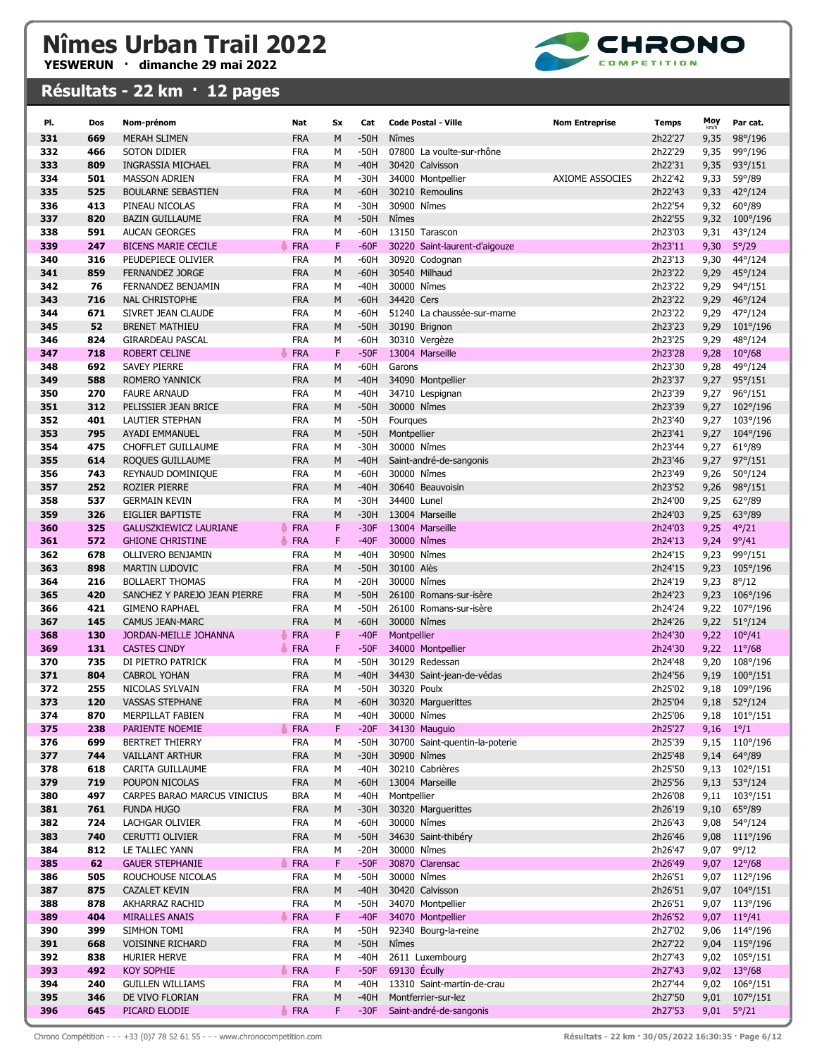# Nîmes Urban Trail 2022

**YESWERUN · dimanche 29 mai 2022**

## Résultats - 22 km · 12 pages

| Pl. | Dos | Nom-prénom | Nat | Sx | Cat | Code Postal - Ville | Nom Entreprise | Temps | Moy km/h | Par cat. |
|---|---|---|---|---|---|---|---|---|---|---|
| 331 | 669 | MERAH SLIMEN | FRA | M | -50H | Nîmes | | 2h22'27 | 9,35 | 98°/196 |
| 332 | 466 | SOTON DIDIER | FRA | M | -50H | 07800 La voulte-sur-rhône | | 2h22'29 | 9,35 | 99°/196 |
| 333 | 809 | INGRASSIA MICHAEL | FRA | M | -40H | 30420 Calvisson | | 2h22'31 | 9,35 | 93°/151 |
| 334 | 501 | MASSON ADRIEN | FRA | M | -30H | 34000 Montpellier | AXIOME ASSOCIES | 2h22'42 | 9,33 | 59°/89 |
| 335 | 525 | BOULARNE SEBASTIEN | FRA | M | -60H | 30210 Remoulins | | 2h22'43 | 9,33 | 42°/124 |
| 336 | 413 | PINEAU NICOLAS | FRA | M | -30H | 30900 Nîmes | | 2h22'54 | 9,32 | 60°/89 |
| 337 | 820 | BAZIN GUILLAUME | FRA | M | -50H | Nîmes | | 2h22'55 | 9,32 | 100°/196 |
| 338 | 591 | AUCAN GEORGES | FRA | M | -60H | 13150 Tarascon | | 2h23'03 | 9,31 | 43°/124 |
| 339 | 247 | BICENS MARIE CECILE | FRA | F | -60F | 30220 Saint-laurent-d'aigouze | | 2h23'11 | 9,30 | 5°/29 |
| 340 | 316 | PEUDEPIECE OLIVIER | FRA | M | -60H | 30920 Codognan | | 2h23'13 | 9,30 | 44°/124 |
| 341 | 859 | FERNANDEZ JORGE | FRA | M | -60H | 30540 Milhaud | | 2h23'22 | 9,29 | 45°/124 |
| 342 | 76 | FERNANDEZ BENJAMIN | FRA | M | -40H | 30000 Nîmes | | 2h23'22 | 9,29 | 94°/151 |
| 343 | 716 | NAL CHRISTOPHE | FRA | M | -60H | 34420 Cers | | 2h23'22 | 9,29 | 46°/124 |
| 344 | 671 | SIVRET JEAN CLAUDE | FRA | M | -60H | 51240 La chaussée-sur-marne | | 2h23'22 | 9,29 | 47°/124 |
| 345 | 52 | BRENET MATHIEU | FRA | M | -50H | 30190 Brignon | | 2h23'23 | 9,29 | 101°/196 |
| 346 | 824 | GIRARDEAU PASCAL | FRA | M | -60H | 30310 Vergèze | | 2h23'25 | 9,29 | 48°/124 |
| 347 | 718 | ROBERT CELINE | FRA | F | -50F | 13004 Marseille | | 2h23'28 | 9,28 | 10°/68 |
| 348 | 692 | SAVEY PIERRE | FRA | M | -60H | Garons | | 2h23'30 | 9,28 | 49°/124 |
| 349 | 588 | ROMERO YANNICK | FRA | M | -40H | 34090 Montpellier | | 2h23'37 | 9,27 | 95°/151 |
| 350 | 270 | FAURE ARNAUD | FRA | M | -40H | 34710 Lespignan | | 2h23'39 | 9,27 | 96°/151 |
| 351 | 312 | PELISSIER JEAN BRICE | FRA | M | -50H | 30000 Nîmes | | 2h23'39 | 9,27 | 102°/196 |
| 352 | 401 | LAUTIER STEPHAN | FRA | M | -50H | Fourques | | 2h23'40 | 9,27 | 103°/196 |
| 353 | 795 | AYADI EMMANUEL | FRA | M | -50H | Montpellier | | 2h23'41 | 9,27 | 104°/196 |
| 354 | 475 | CHOFFLET GUILLAUME | FRA | M | -30H | 30000 Nîmes | | 2h23'44 | 9,27 | 61°/89 |
| 355 | 614 | ROQUES GUILLAUME | FRA | M | -40H | Saint-andré-de-sangonis | | 2h23'46 | 9,27 | 97°/151 |
| 356 | 743 | REYNAUD DOMINIQUE | FRA | M | -60H | 30000 Nîmes | | 2h23'49 | 9,26 | 50°/124 |
| 357 | 252 | ROZIER PIERRE | FRA | M | -40H | 30640 Beauvoisin | | 2h23'52 | 9,26 | 98°/151 |
| 358 | 537 | GERMAIN KEVIN | FRA | M | -30H | 34400 Lunel | | 2h24'00 | 9,25 | 62°/89 |
| 359 | 326 | EIGLIER BAPTISTE | FRA | M | -30H | 13004 Marseille | | 2h24'03 | 9,25 | 63°/89 |
| 360 | 325 | GALUSZKIEWICZ LAURIANE | FRA | F | -30F | 13004 Marseille | | 2h24'03 | 9,25 | 4°/21 |
| 361 | 572 | GHIONE CHRISTINE | FRA | F | -40F | 30000 Nîmes | | 2h24'13 | 9,24 | 9°/41 |
| 362 | 678 | OLLIVERO BENJAMIN | FRA | M | -40H | 30900 Nîmes | | 2h24'15 | 9,23 | 99°/151 |
| 363 | 898 | MARTIN LUDOVIC | FRA | M | -50H | 30100 Alès | | 2h24'15 | 9,23 | 105°/196 |
| 364 | 216 | BOLLAERT THOMAS | FRA | M | -20H | 30000 Nîmes | | 2h24'19 | 9,23 | 8°/12 |
| 365 | 420 | SANCHEZ Y PAREJO JEAN PIERRE | FRA | M | -50H | 26100 Romans-sur-isère | | 2h24'23 | 9,23 | 106°/196 |
| 366 | 421 | GIMENO RAPHAEL | FRA | M | -50H | 26100 Romans-sur-isère | | 2h24'24 | 9,22 | 107°/196 |
| 367 | 145 | CAMUS JEAN-MARC | FRA | M | -60H | 30000 Nîmes | | 2h24'26 | 9,22 | 51°/124 |
| 368 | 130 | JORDAN-MEILLE JOHANNA | FRA | F | -40F | Montpellier | | 2h24'30 | 9,22 | 10°/41 |
| 369 | 131 | CASTES CINDY | FRA | F | -50F | 34000 Montpellier | | 2h24'30 | 9,22 | 11°/68 |
| 370 | 735 | DI PIETRO PATRICK | FRA | M | -50H | 30129 Redessan | | 2h24'48 | 9,20 | 108°/196 |
| 371 | 804 | CABROL YOHAN | FRA | M | -40H | 34430 Saint-jean-de-védas | | 2h24'56 | 9,19 | 100°/151 |
| 372 | 255 | NICOLAS SYLVAIN | FRA | M | -50H | 30320 Poulx | | 2h25'02 | 9,18 | 109°/196 |
| 373 | 120 | VASSAS STEPHANE | FRA | M | -60H | 30320 Marguerittes | | 2h25'04 | 9,18 | 52°/124 |
| 374 | 870 | MERPILLAT FABIEN | FRA | M | -40H | 30000 Nîmes | | 2h25'06 | 9,18 | 101°/151 |
| 375 | 238 | PARIENTE NOEMIE | FRA | F | -20F | 34130 Mauguio | | 2h25'27 | 9,16 | 1°/1 |
| 376 | 699 | BERTRET THIERRY | FRA | M | -50H | 30700 Saint-quentin-la-poterie | | 2h25'39 | 9,15 | 110°/196 |
| 377 | 744 | VAILLANT ARTHUR | FRA | M | -30H | 30900 Nîmes | | 2h25'48 | 9,14 | 64°/89 |
| 378 | 618 | CARITA GUILLAUME | FRA | M | -40H | 30210 Cabrières | | 2h25'50 | 9,13 | 102°/151 |
| 379 | 719 | POUPON NICOLAS | FRA | M | -60H | 13004 Marseille | | 2h25'56 | 9,13 | 53°/124 |
| 380 | 497 | CARPES BARAO MARCUS VINICIUS | BRA | M | -40H | Montpellier | | 2h26'08 | 9,11 | 103°/151 |
| 381 | 761 | FUNDA HUGO | FRA | M | -30H | 30320 Marguerittes | | 2h26'19 | 9,10 | 65°/89 |
| 382 | 724 | LACHGAR OLIVIER | FRA | M | -60H | 30000 Nîmes | | 2h26'43 | 9,08 | 54°/124 |
| 383 | 740 | CERUTTI OLIVIER | FRA | M | -50H | 34630 Saint-thibéry | | 2h26'46 | 9,08 | 111°/196 |
| 384 | 812 | LE TALLEC YANN | FRA | M | -20H | 30000 Nîmes | | 2h26'47 | 9,07 | 9°/12 |
| 385 | 62 | GAUER STEPHANIE | FRA | F | -50F | 30870 Clarensac | | 2h26'49 | 9,07 | 12°/68 |
| 386 | 505 | ROUCHOUSE NICOLAS | FRA | M | -50H | 30000 Nîmes | | 2h26'51 | 9,07 | 112°/196 |
| 387 | 875 | CAZALET KEVIN | FRA | M | -40H | 30420 Calvisson | | 2h26'51 | 9,07 | 104°/151 |
| 388 | 878 | AKHARRAZ RACHID | FRA | M | -50H | 34070 Montpellier | | 2h26'51 | 9,07 | 113°/196 |
| 389 | 404 | MIRALLES ANAIS | FRA | F | -40F | 34070 Montpellier | | 2h26'52 | 9,07 | 11°/41 |
| 390 | 399 | SIMHON TOMI | FRA | M | -50H | 92340 Bourg-la-reine | | 2h27'02 | 9,06 | 114°/196 |
| 391 | 668 | VOISINNE RICHARD | FRA | M | -50H | Nîmes | | 2h27'22 | 9,04 | 115°/196 |
| 392 | 838 | HURIER HERVE | FRA | M | -40H | 2611 Luxembourg | | 2h27'43 | 9,02 | 105°/151 |
| 393 | 492 | KOY SOPHIE | FRA | F | -50F | 69130 Écully | | 2h27'43 | 9,02 | 13°/68 |
| 394 | 240 | GUILLEN WILLIAMS | FRA | M | -40H | 13310 Saint-martin-de-crau | | 2h27'44 | 9,02 | 106°/151 |
| 395 | 346 | DE VIVO FLORIAN | FRA | M | -40H | Montferrier-sur-lez | | 2h27'50 | 9,01 | 107°/151 |
| 396 | 645 | PICARD ELODIE | FRA | F | -30F | Saint-andré-de-sangonis | | 2h27'53 | 9,01 | 5°/21 |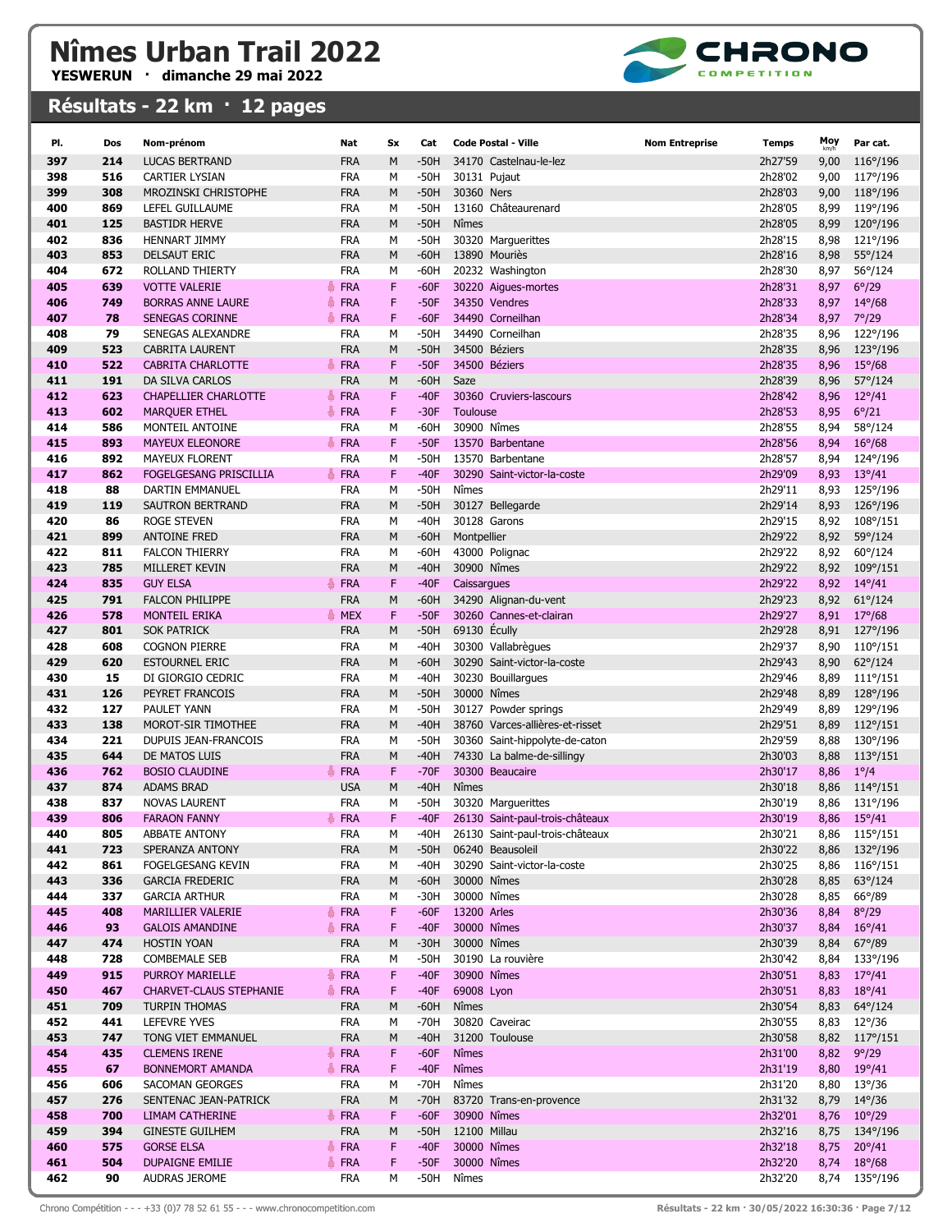# Nîmes Urban Trail 2022

**YESWERUN · dimanche 29 mai 2022**

## Résultats - 22 km · 12 pages

| Pl. | Dos | Nom-prénom | Nat | Sx | Cat | Code Postal - Ville | Nom Entreprise | Temps | Moy km/h | Par cat. |
|---|---|---|---|---|---|---|---|---|---|---|
| 397 | 214 | LUCAS BERTRAND | FRA | M | -50H | 34170 Castelnau-le-lez | | 2h27'59 | 9,00 | 116°/196 |
| 398 | 516 | CARTIER LYSIAN | FRA | M | -50H | 30131 Pujaut | | 2h28'02 | 9,00 | 117°/196 |
| 399 | 308 | MROZINSKI CHRISTOPHE | FRA | M | -50H | 30360 Ners | | 2h28'03 | 9,00 | 118°/196 |
| 400 | 869 | LEFEL GUILLAUME | FRA | M | -50H | 13160 Châteaurenard | | 2h28'05 | 8,99 | 119°/196 |
| 401 | 125 | BASTIDR HERVE | FRA | M | -50H | Nîmes | | 2h28'05 | 8,99 | 120°/196 |
| 402 | 836 | HENNART JIMMY | FRA | M | -50H | 30320 Marguerittes | | 2h28'15 | 8,98 | 121°/196 |
| 403 | 853 | DELSAUT ERIC | FRA | M | -60H | 13890 Mouriès | | 2h28'16 | 8,98 | 55°/124 |
| 404 | 672 | ROLLAND THIERTY | FRA | M | -60H | 20232 Washington | | 2h28'30 | 8,97 | 56°/124 |
| 405 | 639 | VOTTE VALERIE | FRA | F | -60F | 30220 Aigues-mortes | | 2h28'31 | 8,97 | 6°/29 |
| 406 | 749 | BORRAS ANNE LAURE | FRA | F | -50F | 34350 Vendres | | 2h28'33 | 8,97 | 14°/68 |
| 407 | 78 | SENEGAS CORINNE | FRA | F | -60F | 34490 Corneilhan | | 2h28'34 | 8,97 | 7°/29 |
| 408 | 79 | SENEGAS ALEXANDRE | FRA | M | -50H | 34490 Corneilhan | | 2h28'35 | 8,96 | 122°/196 |
| 409 | 523 | CABRITA LAURENT | FRA | M | -50H | 34500 Béziers | | 2h28'35 | 8,96 | 123°/196 |
| 410 | 522 | CABRITA CHARLOTTE | FRA | F | -50F | 34500 Béziers | | 2h28'35 | 8,96 | 15°/68 |
| 411 | 191 | DA SILVA CARLOS | FRA | M | -60H | Saze | | 2h28'39 | 8,96 | 57°/124 |
| 412 | 623 | CHAPELLIER CHARLOTTE | FRA | F | -40F | 30360 Cruviers-lascours | | 2h28'42 | 8,96 | 12°/41 |
| 413 | 602 | MARQUER ETHEL | FRA | F | -30F | Toulouse | | 2h28'53 | 8,95 | 6°/21 |
| 414 | 586 | MONTEIL ANTOINE | FRA | M | -60H | 30900 Nîmes | | 2h28'55 | 8,94 | 58°/124 |
| 415 | 893 | MAYEUX ELEONORE | FRA | F | -50F | 13570 Barbentane | | 2h28'56 | 8,94 | 16°/68 |
| 416 | 892 | MAYEUX FLORENT | FRA | M | -50H | 13570 Barbentane | | 2h28'57 | 8,94 | 124°/196 |
| 417 | 862 | FOGELGESANG PRISCILLIA | FRA | F | -40F | 30290 Saint-victor-la-coste | | 2h29'09 | 8,93 | 13°/41 |
| 418 | 88 | DARTIN EMMANUEL | FRA | M | -50H | Nîmes | | 2h29'11 | 8,93 | 125°/196 |
| 419 | 119 | SAUTRON BERTRAND | FRA | M | -50H | 30127 Bellegarde | | 2h29'14 | 8,93 | 126°/196 |
| 420 | 86 | ROGE STEVEN | FRA | M | -40H | 30128 Garons | | 2h29'15 | 8,92 | 108°/151 |
| 421 | 899 | ANTOINE FRED | FRA | M | -60H | Montpellier | | 2h29'22 | 8,92 | 59°/124 |
| 422 | 811 | FALCON THIERRY | FRA | M | -60H | 43000 Polignac | | 2h29'22 | 8,92 | 60°/124 |
| 423 | 785 | MILLERET KEVIN | FRA | M | -40H | 30900 Nîmes | | 2h29'22 | 8,92 | 109°/151 |
| 424 | 835 | GUY ELSA | FRA | F | -40F | Caissargues | | 2h29'22 | 8,92 | 14°/41 |
| 425 | 791 | FALCON PHILIPPE | FRA | M | -60H | 34290 Alignan-du-vent | | 2h29'23 | 8,92 | 61°/124 |
| 426 | 578 | MONTEIL ERIKA | MEX | F | -50F | 30260 Cannes-et-clairan | | 2h29'27 | 8,91 | 17°/68 |
| 427 | 801 | SOK PATRICK | FRA | M | -50H | 69130 Écully | | 2h29'28 | 8,91 | 127°/196 |
| 428 | 608 | COGNON PIERRE | FRA | M | -40H | 30300 Vallabrègues | | 2h29'37 | 8,90 | 110°/151 |
| 429 | 620 | ESTOURNEL ERIC | FRA | M | -60H | 30290 Saint-victor-la-coste | | 2h29'43 | 8,90 | 62°/124 |
| 430 | 15 | DI GIORGIO CEDRIC | FRA | M | -40H | 30230 Bouillargues | | 2h29'46 | 8,89 | 111°/151 |
| 431 | 126 | PEYRET FRANCOIS | FRA | M | -50H | 30000 Nîmes | | 2h29'48 | 8,89 | 128°/196 |
| 432 | 127 | PAULET YANN | FRA | M | -50H | 30127 Powder springs | | 2h29'49 | 8,89 | 129°/196 |
| 433 | 138 | MOROT-SIR TIMOTHEE | FRA | M | -40H | 38760 Varces-allières-et-risset | | 2h29'51 | 8,89 | 112°/151 |
| 434 | 221 | DUPUIS JEAN-FRANCOIS | FRA | M | -50H | 30360 Saint-hippolyte-de-caton | | 2h29'59 | 8,88 | 130°/196 |
| 435 | 644 | DE MATOS LUIS | FRA | M | -40H | 74330 La balme-de-sillingy | | 2h30'03 | 8,88 | 113°/151 |
| 436 | 762 | BOSIO CLAUDINE | FRA | F | -70F | 30300 Beaucaire | | 2h30'17 | 8,86 | 1°/4 |
| 437 | 874 | ADAMS BRAD | USA | M | -40H | Nîmes | | 2h30'18 | 8,86 | 114°/151 |
| 438 | 837 | NOVAS LAURENT | FRA | M | -50H | 30320 Marguerittes | | 2h30'19 | 8,86 | 131°/196 |
| 439 | 806 | FARAON FANNY | FRA | F | -40F | 26130 Saint-paul-trois-châteaux | | 2h30'19 | 8,86 | 15°/41 |
| 440 | 805 | ABBATE ANTONY | FRA | M | -40H | 26130 Saint-paul-trois-châteaux | | 2h30'21 | 8,86 | 115°/151 |
| 441 | 723 | SPERANZA ANTONY | FRA | M | -50H | 06240 Beausoleil | | 2h30'22 | 8,86 | 132°/196 |
| 442 | 861 | FOGELGESANG KEVIN | FRA | M | -40H | 30290 Saint-victor-la-coste | | 2h30'25 | 8,86 | 116°/151 |
| 443 | 336 | GARCIA FREDERIC | FRA | M | -60H | 30000 Nîmes | | 2h30'28 | 8,85 | 63°/124 |
| 444 | 337 | GARCIA ARTHUR | FRA | M | -30H | 30000 Nîmes | | 2h30'28 | 8,85 | 66°/89 |
| 445 | 408 | MARILLIER VALERIE | FRA | F | -60F | 13200 Arles | | 2h30'36 | 8,84 | 8°/29 |
| 446 | 93 | GALOIS AMANDINE | FRA | F | -40F | 30000 Nîmes | | 2h30'37 | 8,84 | 16°/41 |
| 447 | 474 | HOSTIN YOAN | FRA | M | -30H | 30000 Nîmes | | 2h30'39 | 8,84 | 67°/89 |
| 448 | 728 | COMBEMALE SEB | FRA | M | -50H | 30190 La rouvière | | 2h30'42 | 8,84 | 133°/196 |
| 449 | 915 | PURROY MARIELLE | FRA | F | -40F | 30900 Nîmes | | 2h30'51 | 8,83 | 17°/41 |
| 450 | 467 | CHARVET-CLAUS STEPHANIE | FRA | F | -40F | 69008 Lyon | | 2h30'51 | 8,83 | 18°/41 |
| 451 | 709 | TURPIN THOMAS | FRA | M | -60H | Nîmes | | 2h30'54 | 8,83 | 64°/124 |
| 452 | 441 | LEFEVRE YVES | FRA | M | -70H | 30820 Caveirac | | 2h30'55 | 8,83 | 12°/36 |
| 453 | 747 | TONG VIET EMMANUEL | FRA | M | -40H | 31200 Toulouse | | 2h30'58 | 8,82 | 117°/151 |
| 454 | 435 | CLEMENS IRENE | FRA | F | -60F | Nîmes | | 2h31'00 | 8,82 | 9°/29 |
| 455 | 67 | BONNEMORT AMANDA | FRA | F | -40F | Nîmes | | 2h31'19 | 8,80 | 19°/41 |
| 456 | 606 | SACOMAN GEORGES | FRA | M | -70H | Nîmes | | 2h31'20 | 8,80 | 13°/36 |
| 457 | 276 | SENTENAC JEAN-PATRICK | FRA | M | -70H | 83720 Trans-en-provence | | 2h31'32 | 8,79 | 14°/36 |
| 458 | 700 | LIMAM CATHERINE | FRA | F | -60F | 30900 Nîmes | | 2h32'01 | 8,76 | 10°/29 |
| 459 | 394 | GINESTE GUILHEM | FRA | M | -50H | 12100 Millau | | 2h32'16 | 8,75 | 134°/196 |
| 460 | 575 | GORSE ELSA | FRA | F | -40F | 30000 Nîmes | | 2h32'18 | 8,75 | 20°/41 |
| 461 | 504 | DUPAIGNE EMILIE | FRA | F | -50F | 30000 Nîmes | | 2h32'20 | 8,74 | 18°/68 |
| 462 | 90 | AUDRAS JEROME | FRA | M | -50H | Nîmes | | 2h32'20 | 8,74 | 135°/196 |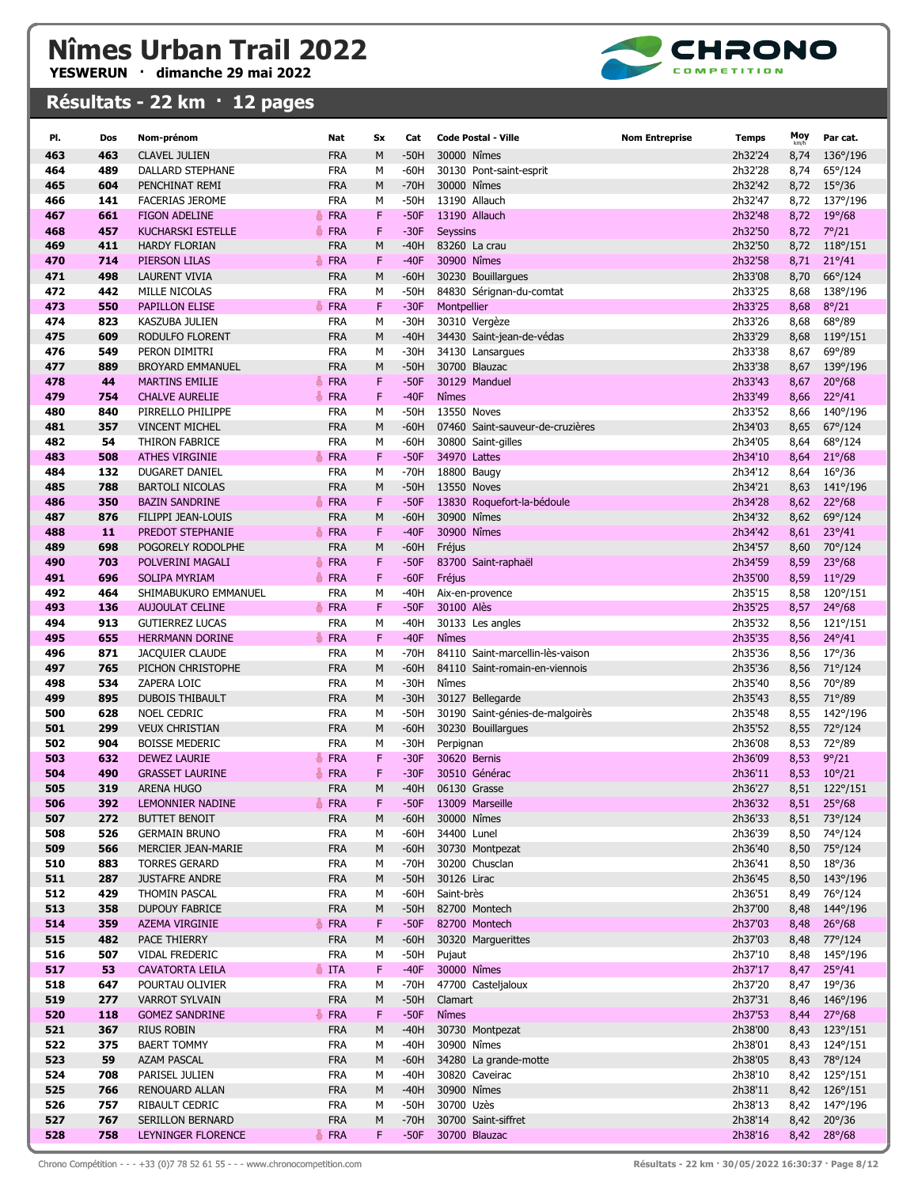# Nîmes Urban Trail 2022

**YESWERUN · dimanche 29 mai 2022**

## Résultats - 22 km · 12 pages

| Pl. | Dos | Nom-prénom | Nat | Sx | Cat | Code Postal - Ville | Nom Entreprise | Temps | Moy km/h | Par cat. |
|---|---|---|---|---|---|---|---|---|---|---|
| 463 | 463 | CLAVEL JULIEN | FRA | M | -50H | 30000 Nîmes | | 2h32'24 | 8,74 | 136°/196 |
| 464 | 489 | DALLARD STEPHANE | FRA | M | -60H | 30130 Pont-saint-esprit | | 2h32'28 | 8,74 | 65°/124 |
| 465 | 604 | PENCHINAT REMI | FRA | M | -70H | 30000 Nîmes | | 2h32'42 | 8,72 | 15°/36 |
| 466 | 141 | FACERIAS JEROME | FRA | M | -50H | 13190 Allauch | | 2h32'47 | 8,72 | 137°/196 |
| 467 | 661 | FIGON ADELINE | FRA | F | -50F | 13190 Allauch | | 2h32'48 | 8,72 | 19°/68 |
| 468 | 457 | KUCHARSKI ESTELLE | FRA | F | -30F | Seyssins | | 2h32'50 | 8,72 | 7°/21 |
| 469 | 411 | HARDY FLORIAN | FRA | M | -40H | 83260 La crau | | 2h32'50 | 8,72 | 118°/151 |
| 470 | 714 | PIERSON LILAS | FRA | F | -40F | 30900 Nîmes | | 2h32'58 | 8,71 | 21°/41 |
| 471 | 498 | LAURENT VIVIA | FRA | M | -60H | 30230 Bouillargues | | 2h33'08 | 8,70 | 66°/124 |
| 472 | 442 | MILLE NICOLAS | FRA | M | -50H | 84830 Sérignan-du-comtat | | 2h33'25 | 8,68 | 138°/196 |
| 473 | 550 | PAPILLON ELISE | FRA | F | -30F | Montpellier | | 2h33'25 | 8,68 | 8°/21 |
| 474 | 823 | KASZUBA JULIEN | FRA | M | -30H | 30310 Vergèze | | 2h33'26 | 8,68 | 68°/89 |
| 475 | 609 | RODULFO FLORENT | FRA | M | -40H | 34430 Saint-jean-de-védas | | 2h33'29 | 8,68 | 119°/151 |
| 476 | 549 | PERON DIMITRI | FRA | M | -30H | 34130 Lansargues | | 2h33'38 | 8,67 | 69°/89 |
| 477 | 889 | BROYARD EMMANUEL | FRA | M | -50H | 30700 Blauzac | | 2h33'38 | 8,67 | 139°/196 |
| 478 | 44 | MARTINS EMILIE | FRA | F | -50F | 30129 Manduel | | 2h33'43 | 8,67 | 20°/68 |
| 479 | 754 | CHALVE AURELIE | FRA | F | -40F | Nîmes | | 2h33'49 | 8,66 | 22°/41 |
| 480 | 840 | PIRRELLO PHILIPPE | FRA | M | -50H | 13550 Noves | | 2h33'52 | 8,66 | 140°/196 |
| 481 | 357 | VINCENT MICHEL | FRA | M | -60H | 07460 Saint-sauveur-de-cruzières | | 2h34'03 | 8,65 | 67°/124 |
| 482 | 54 | THIRON FABRICE | FRA | M | -60H | 30800 Saint-gilles | | 2h34'05 | 8,64 | 68°/124 |
| 483 | 508 | ATHES VIRGINIE | FRA | F | -50F | 34970 Lattes | | 2h34'10 | 8,64 | 21°/68 |
| 484 | 132 | DUGARET DANIEL | FRA | M | -70H | 18800 Baugy | | 2h34'12 | 8,64 | 16°/36 |
| 485 | 788 | BARTOLI NICOLAS | FRA | M | -50H | 13550 Noves | | 2h34'21 | 8,63 | 141°/196 |
| 486 | 350 | BAZIN SANDRINE | FRA | F | -50F | 13830 Roquefort-la-bédoule | | 2h34'28 | 8,62 | 22°/68 |
| 487 | 876 | FILIPPI JEAN-LOUIS | FRA | M | -60H | 30900 Nîmes | | 2h34'32 | 8,62 | 69°/124 |
| 488 | 11 | PREDOT STEPHANIE | FRA | F | -40F | 30900 Nîmes | | 2h34'42 | 8,61 | 23°/41 |
| 489 | 698 | POGORELY RODOLPHE | FRA | M | -60H | Fréjus | | 2h34'57 | 8,60 | 70°/124 |
| 490 | 703 | POLVERINI MAGALI | FRA | F | -50F | 83700 Saint-raphaël | | 2h34'59 | 8,59 | 23°/68 |
| 491 | 696 | SOLIPA MYRIAM | FRA | F | -60F | Fréjus | | 2h35'00 | 8,59 | 11°/29 |
| 492 | 464 | SHIMABUKURO EMMANUEL | FRA | M | -40H | Aix-en-provence | | 2h35'15 | 8,58 | 120°/151 |
| 493 | 136 | AUJOULAT CELINE | FRA | F | -50F | 30100 Alès | | 2h35'25 | 8,57 | 24°/68 |
| 494 | 913 | GUTIERREZ LUCAS | FRA | M | -40H | 30133 Les angles | | 2h35'32 | 8,56 | 121°/151 |
| 495 | 655 | HERRMANN DORINE | FRA | F | -40F | Nîmes | | 2h35'35 | 8,56 | 24°/41 |
| 496 | 871 | JACQUIER CLAUDE | FRA | M | -70H | 84110 Saint-marcellin-lès-vaison | | 2h35'36 | 8,56 | 17°/36 |
| 497 | 765 | PICHON CHRISTOPHE | FRA | M | -60H | 84110 Saint-romain-en-viennois | | 2h35'36 | 8,56 | 71°/124 |
| 498 | 534 | ZAPERA LOIC | FRA | M | -30H | Nîmes | | 2h35'40 | 8,56 | 70°/89 |
| 499 | 895 | DUBOIS THIBAULT | FRA | M | -30H | 30127 Bellegarde | | 2h35'43 | 8,55 | 71°/89 |
| 500 | 628 | NOEL CEDRIC | FRA | M | -50H | 30190 Saint-génies-de-malgoirès | | 2h35'48 | 8,55 | 142°/196 |
| 501 | 299 | VEUX CHRISTIAN | FRA | M | -60H | 30230 Bouillargues | | 2h35'52 | 8,55 | 72°/124 |
| 502 | 904 | BOISSE MEDERIC | FRA | M | -30H | Perpignan | | 2h36'08 | 8,53 | 72°/89 |
| 503 | 632 | DEWEZ LAURIE | FRA | F | -30F | 30620 Bernis | | 2h36'09 | 8,53 | 9°/21 |
| 504 | 490 | GRASSET LAURINE | FRA | F | -30F | 30510 Générac | | 2h36'11 | 8,53 | 10°/21 |
| 505 | 319 | ARENA HUGO | FRA | M | -40H | 06130 Grasse | | 2h36'27 | 8,51 | 122°/151 |
| 506 | 392 | LEMONNIER NADINE | FRA | F | -50F | 13009 Marseille | | 2h36'32 | 8,51 | 25°/68 |
| 507 | 272 | BUTTET BENOIT | FRA | M | -60H | 30000 Nîmes | | 2h36'33 | 8,51 | 73°/124 |
| 508 | 526 | GERMAIN BRUNO | FRA | M | -60H | 34400 Lunel | | 2h36'39 | 8,50 | 74°/124 |
| 509 | 566 | MERCIER JEAN-MARIE | FRA | M | -60H | 30730 Montpezat | | 2h36'40 | 8,50 | 75°/124 |
| 510 | 883 | TORRES GERARD | FRA | M | -70H | 30200 Chusclan | | 2h36'41 | 8,50 | 18°/36 |
| 511 | 287 | JUSTAFRE ANDRE | FRA | M | -50H | 30126 Lirac | | 2h36'45 | 8,50 | 143°/196 |
| 512 | 429 | THOMIN PASCAL | FRA | M | -60H | Saint-brès | | 2h36'51 | 8,49 | 76°/124 |
| 513 | 358 | DUPOUY FABRICE | FRA | M | -50H | 82700 Montech | | 2h37'00 | 8,48 | 144°/196 |
| 514 | 359 | AZEMA VIRGINIE | FRA | F | -50F | 82700 Montech | | 2h37'03 | 8,48 | 26°/68 |
| 515 | 482 | PACE THIERRY | FRA | M | -60H | 30320 Marguerittes | | 2h37'03 | 8,48 | 77°/124 |
| 516 | 507 | VIDAL FREDERIC | FRA | M | -50H | Pujaut | | 2h37'10 | 8,48 | 145°/196 |
| 517 | 53 | CAVATORTA LEILA | ITA | F | -40F | 30000 Nîmes | | 2h37'17 | 8,47 | 25°/41 |
| 518 | 647 | POURTAU OLIVIER | FRA | M | -70H | 47700 Casteljaloux | | 2h37'20 | 8,47 | 19°/36 |
| 519 | 277 | VARROT SYLVAIN | FRA | M | -50H | Clamart | | 2h37'31 | 8,46 | 146°/196 |
| 520 | 118 | GOMEZ SANDRINE | FRA | F | -50F | Nîmes | | 2h37'53 | 8,44 | 27°/68 |
| 521 | 367 | RIUS ROBIN | FRA | M | -40H | 30730 Montpezat | | 2h38'00 | 8,43 | 123°/151 |
| 522 | 375 | BAERT TOMMY | FRA | M | -40H | 30900 Nîmes | | 2h38'01 | 8,43 | 124°/151 |
| 523 | 59 | AZAM PASCAL | FRA | M | -60H | 34280 La grande-motte | | 2h38'05 | 8,43 | 78°/124 |
| 524 | 708 | PARISEL JULIEN | FRA | M | -40H | 30820 Caveirac | | 2h38'10 | 8,42 | 125°/151 |
| 525 | 766 | RENOUARD ALLAN | FRA | M | -40H | 30900 Nîmes | | 2h38'11 | 8,42 | 126°/151 |
| 526 | 757 | RIBAULT CEDRIC | FRA | M | -50H | 30700 Uzès | | 2h38'13 | 8,42 | 147°/196 |
| 527 | 767 | SERILLON BERNARD | FRA | M | -70H | 30700 Saint-siffret | | 2h38'14 | 8,42 | 20°/36 |
| 528 | 758 | LEYNINGER FLORENCE | FRA | F | -50F | 30700 Blauzac | | 2h38'16 | 8,42 | 28°/68 |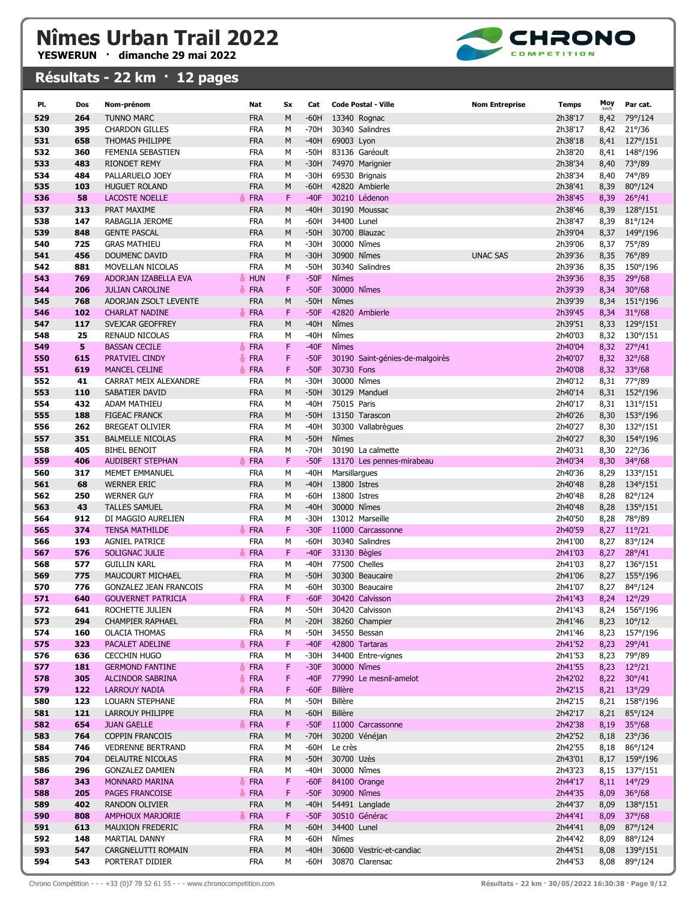# Nîmes Urban Trail 2022

**YESWERUN · dimanche 29 mai 2022**

## Résultats - 22 km · 12 pages

| Pl. | Dos | Nom-prénom | Nat | Sx | Cat | Code Postal - Ville | Nom Entreprise | Temps | Moy km/h | Par cat. |
|---|---|---|---|---|---|---|---|---|---|---|
| 529 | 264 | TUNNO MARC | FRA | M | -60H | 13340 Rognac | | 2h38'17 | 8,42 | 79°/124 |
| 530 | 395 | CHARDON GILLES | FRA | M | -70H | 30340 Salindres | | 2h38'17 | 8,42 | 21°/36 |
| 531 | 658 | THOMAS PHILIPPE | FRA | M | -40H | 69003 Lyon | | 2h38'18 | 8,41 | 127°/151 |
| 532 | 360 | FEMENIA SEBASTIEN | FRA | M | -50H | 83136 Garéoult | | 2h38'20 | 8,41 | 148°/196 |
| 533 | 483 | RIONDET REMY | FRA | M | -30H | 74970 Marignier | | 2h38'34 | 8,40 | 73°/89 |
| 534 | 484 | PALLARUELO JOEY | FRA | M | -30H | 69530 Brignais | | 2h38'34 | 8,40 | 74°/89 |
| 535 | 103 | HUGUET ROLAND | FRA | M | -60H | 42820 Ambierle | | 2h38'41 | 8,39 | 80°/124 |
| 536 | 58 | LACOSTE NOELLE | FRA | F | -40F | 30210 Lédenon | | 2h38'45 | 8,39 | 26°/41 |
| 537 | 313 | PRAT MAXIME | FRA | M | -40H | 30190 Moussac | | 2h38'46 | 8,39 | 128°/151 |
| 538 | 147 | RABAGLIA JEROME | FRA | M | -60H | 34400 Lunel | | 2h38'47 | 8,39 | 81°/124 |
| 539 | 848 | GENTE PASCAL | FRA | M | -50H | 30700 Blauzac | | 2h39'04 | 8,37 | 149°/196 |
| 540 | 725 | GRAS MATHIEU | FRA | M | -30H | 30000 Nîmes | | 2h39'06 | 8,37 | 75°/89 |
| 541 | 456 | DOUMENC DAVID | FRA | M | -30H | 30900 Nîmes | UNAC SAS | 2h39'36 | 8,35 | 76°/89 |
| 542 | 881 | MOVELLAN NICOLAS | FRA | M | -50H | 30340 Salindres | | 2h39'36 | 8,35 | 150°/196 |
| 543 | 769 | ADORJAN IZABELLA EVA | HUN | F | -50F | Nîmes | | 2h39'36 | 8,35 | 29°/68 |
| 544 | 206 | JULIAN CAROLINE | FRA | F | -50F | 30000 Nîmes | | 2h39'39 | 8,34 | 30°/68 |
| 545 | 768 | ADORJAN ZSOLT LEVENTE | FRA | M | -50H | Nîmes | | 2h39'39 | 8,34 | 151°/196 |
| 546 | 102 | CHARLAT NADINE | FRA | F | -50F | 42820 Ambierle | | 2h39'45 | 8,34 | 31°/68 |
| 547 | 117 | SVEJCAR GEOFFREY | FRA | M | -40H | Nîmes | | 2h39'51 | 8,33 | 129°/151 |
| 548 | 25 | RENAUD NICOLAS | FRA | M | -40H | Nîmes | | 2h40'03 | 8,32 | 130°/151 |
| 549 | 5 | BASSAN CECILE | FRA | F | -40F | Nîmes | | 2h40'04 | 8,32 | 27°/41 |
| 550 | 615 | PRATVIEL CINDY | FRA | F | -50F | 30190 Saint-génies-de-malgoirès | | 2h40'07 | 8,32 | 32°/68 |
| 551 | 619 | MANCEL CELINE | FRA | F | -50F | 30730 Fons | | 2h40'08 | 8,32 | 33°/68 |
| 552 | 41 | CARRAT MEIX ALEXANDRE | FRA | M | -30H | 30000 Nîmes | | 2h40'12 | 8,31 | 77°/89 |
| 553 | 110 | SABATIER DAVID | FRA | M | -50H | 30129 Manduel | | 2h40'14 | 8,31 | 152°/196 |
| 554 | 432 | ADAM MATHIEU | FRA | M | -40H | 75015 Paris | | 2h40'17 | 8,31 | 131°/151 |
| 555 | 188 | FIGEAC FRANCK | FRA | M | -50H | 13150 Tarascon | | 2h40'26 | 8,30 | 153°/196 |
| 556 | 262 | BREGEAT OLIVIER | FRA | M | -40H | 30300 Vallabrègues | | 2h40'27 | 8,30 | 132°/151 |
| 557 | 351 | BALMELLE NICOLAS | FRA | M | -50H | Nîmes | | 2h40'27 | 8,30 | 154°/196 |
| 558 | 405 | BIHEL BENOIT | FRA | M | -70H | 30190 La calmette | | 2h40'31 | 8,30 | 22°/36 |
| 559 | 406 | AUDIBERT STEPHAN | FRA | F | -50F | 13170 Les pennes-mirabeau | | 2h40'34 | 8,30 | 34°/68 |
| 560 | 317 | MEMET EMMANUEL | FRA | M | -40H | Marsillargues | | 2h40'36 | 8,29 | 133°/151 |
| 561 | 68 | WERNER ERIC | FRA | M | -40H | 13800 Istres | | 2h40'48 | 8,28 | 134°/151 |
| 562 | 250 | WERNER GUY | FRA | M | -60H | 13800 Istres | | 2h40'48 | 8,28 | 82°/124 |
| 563 | 43 | TALLES SAMUEL | FRA | M | -40H | 30000 Nîmes | | 2h40'48 | 8,28 | 135°/151 |
| 564 | 912 | DI MAGGIO AURELIEN | FRA | M | -30H | 13012 Marseille | | 2h40'50 | 8,28 | 78°/89 |
| 565 | 374 | TENSA MATHILDE | FRA | F | -30F | 11000 Carcassonne | | 2h40'59 | 8,27 | 11°/21 |
| 566 | 193 | AGNIEL PATRICE | FRA | M | -60H | 30340 Salindres | | 2h41'00 | 8,27 | 83°/124 |
| 567 | 576 | SOLIGNAC JULIE | FRA | F | -40F | 33130 Bègles | | 2h41'03 | 8,27 | 28°/41 |
| 568 | 577 | GUILLIN KARL | FRA | M | -40H | 77500 Chelles | | 2h41'03 | 8,27 | 136°/151 |
| 569 | 775 | MAUCOURT MICHAEL | FRA | M | -50H | 30300 Beaucaire | | 2h41'06 | 8,27 | 155°/196 |
| 570 | 776 | GONZALEZ JEAN FRANCOIS | FRA | M | -60H | 30300 Beaucaire | | 2h41'07 | 8,27 | 84°/124 |
| 571 | 640 | GOUVERNET PATRICIA | FRA | F | -60F | 30420 Calvisson | | 2h41'43 | 8,24 | 12°/29 |
| 572 | 641 | ROCHETTE JULIEN | FRA | M | -50H | 30420 Calvisson | | 2h41'43 | 8,24 | 156°/196 |
| 573 | 294 | CHAMPIER RAPHAEL | FRA | M | -20H | 38260 Champier | | 2h41'46 | 8,23 | 10°/12 |
| 574 | 160 | OLACIA THOMAS | FRA | M | -50H | 34550 Bessan | | 2h41'46 | 8,23 | 157°/196 |
| 575 | 323 | PACALET ADELINE | FRA | F | -40F | 42800 Tartaras | | 2h41'52 | 8,23 | 29°/41 |
| 576 | 636 | CECCHIN HUGO | FRA | M | -30H | 34400 Entre-vignes | | 2h41'53 | 8,23 | 79°/89 |
| 577 | 181 | GERMOND FANTINE | FRA | F | -30F | 30000 Nîmes | | 2h41'55 | 8,23 | 12°/21 |
| 578 | 305 | ALCINDOR SABRINA | FRA | F | -40F | 77990 Le mesnil-amelot | | 2h42'02 | 8,22 | 30°/41 |
| 579 | 122 | LARROUY NADIA | FRA | F | -60F | Billère | | 2h42'15 | 8,21 | 13°/29 |
| 580 | 123 | LOUARN STEPHANE | FRA | M | -50H | Billère | | 2h42'15 | 8,21 | 158°/196 |
| 581 | 121 | LARROUY PHILIPPE | FRA | M | -60H | Billère | | 2h42'17 | 8,21 | 85°/124 |
| 582 | 654 | JUAN GAELLE | FRA | F | -50F | 11000 Carcassonne | | 2h42'38 | 8,19 | 35°/68 |
| 583 | 764 | COPPIN FRANCOIS | FRA | M | -70H | 30200 Vénéjan | | 2h42'52 | 8,18 | 23°/36 |
| 584 | 746 | VEDRENNE BERTRAND | FRA | M | -60H | Le crès | | 2h42'55 | 8,18 | 86°/124 |
| 585 | 704 | DELAUTRE NICOLAS | FRA | M | -50H | 30700 Uzès | | 2h43'01 | 8,17 | 159°/196 |
| 586 | 296 | GONZALEZ DAMIEN | FRA | M | -40H | 30000 Nîmes | | 2h43'23 | 8,15 | 137°/151 |
| 587 | 343 | MONNARD MARINA | FRA | F | -60F | 84100 Orange | | 2h44'17 | 8,11 | 14°/29 |
| 588 | 205 | PAGES FRANCOISE | FRA | F | -50F | 30900 Nîmes | | 2h44'35 | 8,09 | 36°/68 |
| 589 | 402 | RANDON OLIVIER | FRA | M | -40H | 54491 Langlade | | 2h44'37 | 8,09 | 138°/151 |
| 590 | 808 | AMPHOUX MARJORIE | FRA | F | -50F | 30510 Générac | | 2h44'41 | 8,09 | 37°/68 |
| 591 | 613 | MAUXION FREDERIC | FRA | M | -60H | 34400 Lunel | | 2h44'41 | 8,09 | 87°/124 |
| 592 | 148 | MARTIAL DANNY | FRA | M | -60H | Nîmes | | 2h44'42 | 8,09 | 88°/124 |
| 593 | 547 | CARGNELUTTI ROMAIN | FRA | M | -40H | 30600 Vestric-et-candiac | | 2h44'51 | 8,08 | 139°/151 |
| 594 | 543 | PORTERAT DIDIER | FRA | M | -60H | 30870 Clarensac | | 2h44'53 | 8,08 | 89°/124 |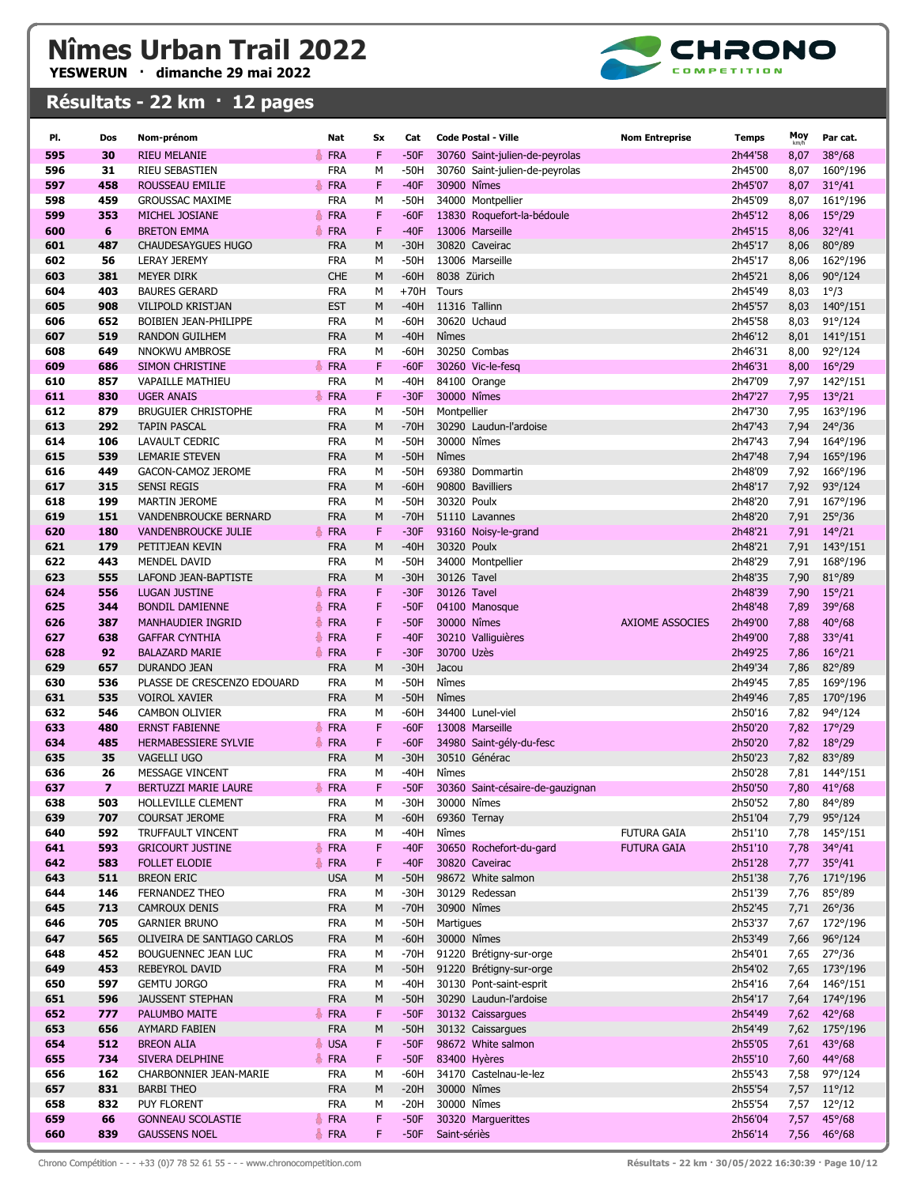# Nîmes Urban Trail 2022

**YESWERUN · dimanche 29 mai 2022**

## Résultats - 22 km · 12 pages

| Pl. | Dos | Nom-prénom | Nat | Sx | Cat | Code Postal - Ville | Nom Entreprise | Temps | Moy km/h | Par cat. |
|---|---|---|---|---|---|---|---|---|---|---|
| 595 | 30 | RIEU MELANIE | FRA | F | -50F | 30760 Saint-julien-de-peyrolas | | 2h44'58 | 8,07 | 38°/68 |
| 596 | 31 | RIEU SEBASTIEN | FRA | M | -50H | 30760 Saint-julien-de-peyrolas | | 2h45'00 | 8,07 | 160°/196 |
| 597 | 458 | ROUSSEAU EMILIE | FRA | F | -40F | 30900 Nîmes | | 2h45'07 | 8,07 | 31°/41 |
| 598 | 459 | GROUSSAC MAXIME | FRA | M | -50H | 34000 Montpellier | | 2h45'09 | 8,07 | 161°/196 |
| 599 | 353 | MICHEL JOSIANE | FRA | F | -60F | 13830 Roquefort-la-bédoule | | 2h45'12 | 8,06 | 15°/29 |
| 600 | 6 | BRETON EMMA | FRA | F | -40F | 13006 Marseille | | 2h45'15 | 8,06 | 32°/41 |
| 601 | 487 | CHAUDESAYGUES HUGO | FRA | M | -30H | 30820 Caveirac | | 2h45'17 | 8,06 | 80°/89 |
| 602 | 56 | LERAY JEREMY | FRA | M | -50H | 13006 Marseille | | 2h45'17 | 8,06 | 162°/196 |
| 603 | 381 | MEYER DIRK | CHE | M | -60H | 8038 Zürich | | 2h45'21 | 8,06 | 90°/124 |
| 604 | 403 | BAURES GERARD | FRA | M | +70H | Tours | | 2h45'49 | 8,03 | 1°/3 |
| 605 | 908 | VILIPOLD KRISTJAN | EST | M | -40H | 11316 Tallinn | | 2h45'57 | 8,03 | 140°/151 |
| 606 | 652 | BOIBIEN JEAN-PHILIPPE | FRA | M | -60H | 30620 Uchaud | | 2h45'58 | 8,03 | 91°/124 |
| 607 | 519 | RANDON GUILHEM | FRA | M | -40H | Nîmes | | 2h46'12 | 8,01 | 141°/151 |
| 608 | 649 | NNOKWU AMBROSE | FRA | M | -60H | 30250 Combas | | 2h46'31 | 8,00 | 92°/124 |
| 609 | 686 | SIMON CHRISTINE | FRA | F | -60F | 30260 Vic-le-fesq | | 2h46'31 | 8,00 | 16°/29 |
| 610 | 857 | VAPAILLE MATHIEU | FRA | M | -40H | 84100 Orange | | 2h47'09 | 7,97 | 142°/151 |
| 611 | 830 | UGER ANAIS | FRA | F | -30F | 30000 Nîmes | | 2h47'27 | 7,95 | 13°/21 |
| 612 | 879 | BRUGUIER CHRISTOPHE | FRA | M | -50H | Montpellier | | 2h47'30 | 7,95 | 163°/196 |
| 613 | 292 | TAPIN PASCAL | FRA | M | -70H | 30290 Laudun-l'ardoise | | 2h47'43 | 7,94 | 24°/36 |
| 614 | 106 | LAVAULT CEDRIC | FRA | M | -50H | 30000 Nîmes | | 2h47'43 | 7,94 | 164°/196 |
| 615 | 539 | LEMARIE STEVEN | FRA | M | -50H | Nîmes | | 2h47'48 | 7,94 | 165°/196 |
| 616 | 449 | GACON-CAMOZ JEROME | FRA | M | -50H | 69380 Dommartin | | 2h48'09 | 7,92 | 166°/196 |
| 617 | 315 | SENSI REGIS | FRA | M | -60H | 90800 Bavilliers | | 2h48'17 | 7,92 | 93°/124 |
| 618 | 199 | MARTIN JEROME | FRA | M | -50H | 30320 Poulx | | 2h48'20 | 7,91 | 167°/196 |
| 619 | 151 | VANDENBROUCKE BERNARD | FRA | M | -70H | 51110 Lavannes | | 2h48'20 | 7,91 | 25°/36 |
| 620 | 180 | VANDENBROUCKE JULIE | FRA | F | -30F | 93160 Noisy-le-grand | | 2h48'21 | 7,91 | 14°/21 |
| 621 | 179 | PETITJEAN KEVIN | FRA | M | -40H | 30320 Poulx | | 2h48'21 | 7,91 | 143°/151 |
| 622 | 443 | MENDEL DAVID | FRA | M | -50H | 34000 Montpellier | | 2h48'29 | 7,91 | 168°/196 |
| 623 | 555 | LAFOND JEAN-BAPTISTE | FRA | M | -30H | 30126 Tavel | | 2h48'35 | 7,90 | 81°/89 |
| 624 | 556 | LUGAN JUSTINE | FRA | F | -30F | 30126 Tavel | | 2h48'39 | 7,90 | 15°/21 |
| 625 | 344 | BONDIL DAMIENNE | FRA | F | -50F | 04100 Manosque | | 2h48'48 | 7,89 | 39°/68 |
| 626 | 387 | MANHAUDIER INGRID | FRA | F | -50F | 30000 Nîmes | AXIOME ASSOCIES | 2h49'00 | 7,88 | 40°/68 |
| 627 | 638 | GAFFAR CYNTHIA | FRA | F | -40F | 30210 Valliguières | | 2h49'00 | 7,88 | 33°/41 |
| 628 | 92 | BALAZARD MARIE | FRA | F | -30F | 30700 Uzès | | 2h49'25 | 7,86 | 16°/21 |
| 629 | 657 | DURANDO JEAN | FRA | M | -30H | Jacou | | 2h49'34 | 7,86 | 82°/89 |
| 630 | 536 | PLASSE DE CRESCENZO EDOUARD | FRA | M | -50H | Nîmes | | 2h49'45 | 7,85 | 169°/196 |
| 631 | 535 | VOIROL XAVIER | FRA | M | -50H | Nîmes | | 2h49'46 | 7,85 | 170°/196 |
| 632 | 546 | CAMBON OLIVIER | FRA | M | -60H | 34400 Lunel-viel | | 2h50'16 | 7,82 | 94°/124 |
| 633 | 480 | ERNST FABIENNE | FRA | F | -60F | 13008 Marseille | | 2h50'20 | 7,82 | 17°/29 |
| 634 | 485 | HERMABESSIERE SYLVIE | FRA | F | -60F | 34980 Saint-gély-du-fesc | | 2h50'20 | 7,82 | 18°/29 |
| 635 | 35 | VAGELLI UGO | FRA | M | -30H | 30510 Générac | | 2h50'23 | 7,82 | 83°/89 |
| 636 | 26 | MESSAGE VINCENT | FRA | M | -40H | Nîmes | | 2h50'28 | 7,81 | 144°/151 |
| 637 | 7 | BERTUZZI MARIE LAURE | FRA | F | -50F | 30360 Saint-césaire-de-gauzignan | | 2h50'50 | 7,80 | 41°/68 |
| 638 | 503 | HOLLEVILLE CLEMENT | FRA | M | -30H | 30000 Nîmes | | 2h50'52 | 7,80 | 84°/89 |
| 639 | 707 | COURSAT JEROME | FRA | M | -60H | 69360 Ternay | | 2h51'04 | 7,79 | 95°/124 |
| 640 | 592 | TRUFFAULT VINCENT | FRA | M | -40H | Nîmes | FUTURA GAIA | 2h51'10 | 7,78 | 145°/151 |
| 641 | 593 | GRICOURT JUSTINE | FRA | F | -40F | 30650 Rochefort-du-gard | FUTURA GAIA | 2h51'10 | 7,78 | 34°/41 |
| 642 | 583 | FOLLET ELODIE | FRA | F | -40F | 30820 Caveirac | | 2h51'28 | 7,77 | 35°/41 |
| 643 | 511 | BREON ERIC | USA | M | -50H | 98672 White salmon | | 2h51'38 | 7,76 | 171°/196 |
| 644 | 146 | FERNANDEZ THEO | FRA | M | -30H | 30129 Redessan | | 2h51'39 | 7,76 | 85°/89 |
| 645 | 713 | CAMROUX DENIS | FRA | M | -70H | 30900 Nîmes | | 2h52'45 | 7,71 | 26°/36 |
| 646 | 705 | GARNIER BRUNO | FRA | M | -50H | Martigues | | 2h53'37 | 7,67 | 172°/196 |
| 647 | 565 | OLIVEIRA DE SANTIAGO CARLOS | FRA | M | -60H | 30000 Nîmes | | 2h53'49 | 7,66 | 96°/124 |
| 648 | 452 | BOUGUENNEC JEAN LUC | FRA | M | -70H | 91220 Brétigny-sur-orge | | 2h54'01 | 7,65 | 27°/36 |
| 649 | 453 | REBEYROL DAVID | FRA | M | -50H | 91220 Brétigny-sur-orge | | 2h54'02 | 7,65 | 173°/196 |
| 650 | 597 | GEMTU JORGO | FRA | M | -40H | 30130 Pont-saint-esprit | | 2h54'16 | 7,64 | 146°/151 |
| 651 | 596 | JAUSSENT STEPHAN | FRA | M | -50H | 30290 Laudun-l'ardoise | | 2h54'17 | 7,64 | 174°/196 |
| 652 | 777 | PALUMBO MAITE | FRA | F | -50F | 30132 Caissargues | | 2h54'49 | 7,62 | 42°/68 |
| 653 | 656 | AYMARD FABIEN | FRA | M | -50H | 30132 Caissargues | | 2h54'49 | 7,62 | 175°/196 |
| 654 | 512 | BREON ALIA | USA | F | -50F | 98672 White salmon | | 2h55'05 | 7,61 | 43°/68 |
| 655 | 734 | SIVERA DELPHINE | FRA | F | -50F | 83400 Hyères | | 2h55'10 | 7,60 | 44°/68 |
| 656 | 162 | CHARBONNIER JEAN-MARIE | FRA | M | -60H | 34170 Castelnau-le-lez | | 2h55'43 | 7,58 | 97°/124 |
| 657 | 831 | BARBI THEO | FRA | M | -20H | 30000 Nîmes | | 2h55'54 | 7,57 | 11°/12 |
| 658 | 832 | PUY FLORENT | FRA | M | -20H | 30000 Nîmes | | 2h55'54 | 7,57 | 12°/12 |
| 659 | 66 | GONNEAU SCOLASTIE | FRA | F | -50F | 30320 Marguerittes | | 2h56'04 | 7,57 | 45°/68 |
| 660 | 839 | GAUSSENS NOEL | FRA | F | -50F | Saint-sériès | | 2h56'14 | 7,56 | 46°/68 |

Chrono Compétition - - - +33 (0)7 78 52 61 55 - - - www.chronocompetition.com

Résultats - 22 km · 30/05/2022 16:30:39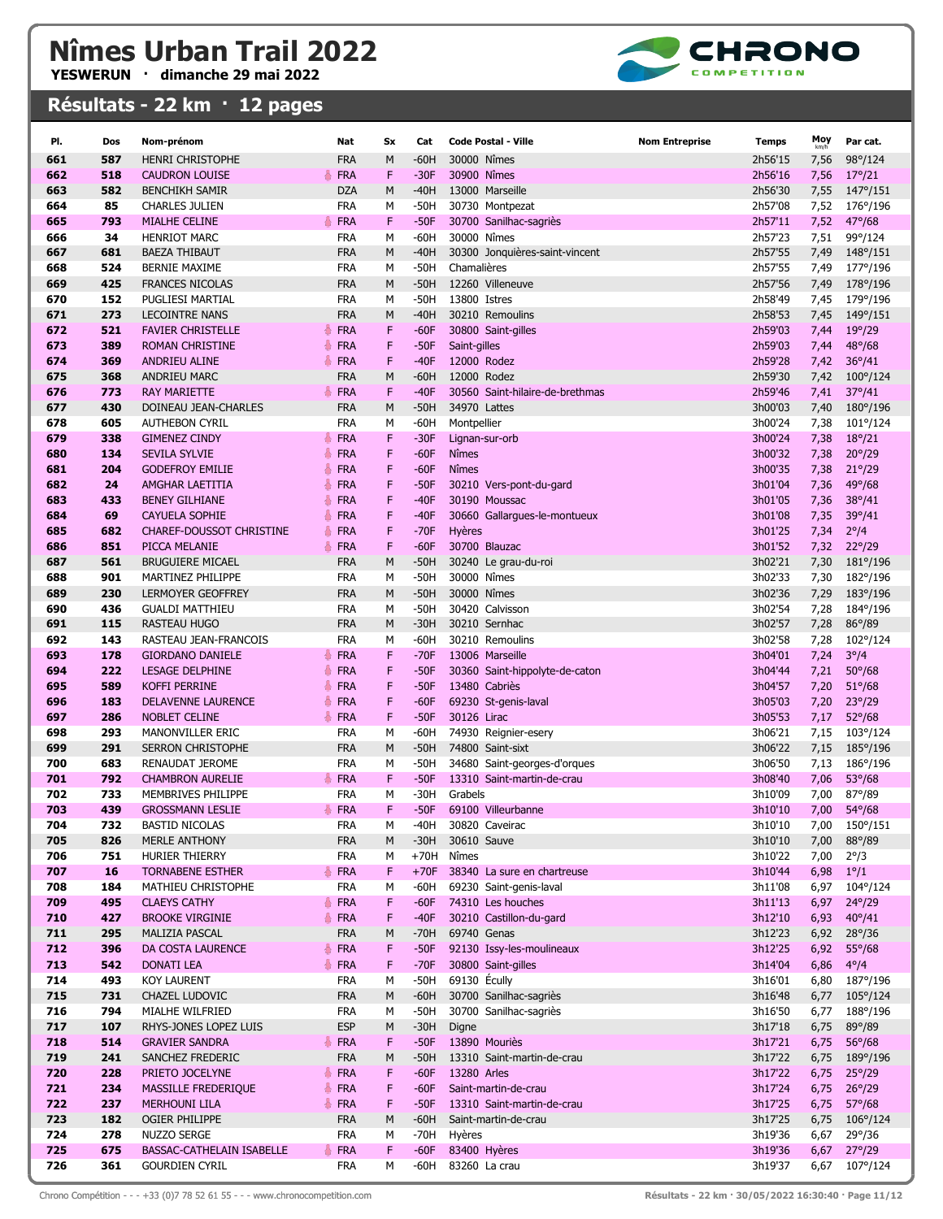# Nîmes Urban Trail 2022

**YESWERUN · dimanche 29 mai 2022**

## Résultats - 22 km · 12 pages

| Pl. | Dos | Nom-prénom | Nat | Sx | Cat | Code Postal - Ville | Nom Entreprise | Temps | Moy km/h | Par cat. |
|---|---|---|---|---|---|---|---|---|---|---|
| 661 | 587 | HENRI CHRISTOPHE | FRA | M | -60H | 30000 Nîmes | | 2h56'15 | 7,56 | 98°/124 |
| 662 | 518 | CAUDRON LOUISE | FRA | F | -30F | 30900 Nîmes | | 2h56'16 | 7,56 | 17°/21 |
| 663 | 582 | BENCHIKH SAMIR | DZA | M | -40H | 13000 Marseille | | 2h56'30 | 7,55 | 147°/151 |
| 664 | 85 | CHARLES JULIEN | FRA | M | -50H | 30730 Montpezat | | 2h57'08 | 7,52 | 176°/196 |
| 665 | 793 | MIALHE CELINE | FRA | F | -50F | 30700 Sanilhac-sagriès | | 2h57'11 | 7,52 | 47°/68 |
| 666 | 34 | HENRIOT MARC | FRA | M | -60H | 30000 Nîmes | | 2h57'23 | 7,51 | 99°/124 |
| 667 | 681 | BAEZA THIBAUT | FRA | M | -40H | 30300 Jonquières-saint-vincent | | 2h57'55 | 7,49 | 148°/151 |
| 668 | 524 | BERNIE MAXIME | FRA | M | -50H | Chamalières | | 2h57'55 | 7,49 | 177°/196 |
| 669 | 425 | FRANCES NICOLAS | FRA | M | -50H | 12260 Villeneuve | | 2h57'56 | 7,49 | 178°/196 |
| 670 | 152 | PUGLIESI MARTIAL | FRA | M | -50H | 13800 Istres | | 2h58'49 | 7,45 | 179°/196 |
| 671 | 273 | LECOINTRE NANS | FRA | M | -40H | 30210 Remoulins | | 2h58'53 | 7,45 | 149°/151 |
| 672 | 521 | FAVIER CHRISTELLE | FRA | F | -60F | 30800 Saint-gilles | | 2h59'03 | 7,44 | 19°/29 |
| 673 | 389 | ROMAN CHRISTINE | FRA | F | -50F | Saint-gilles | | 2h59'03 | 7,44 | 48°/68 |
| 674 | 369 | ANDRIEU ALINE | FRA | F | -40F | 12000 Rodez | | 2h59'28 | 7,42 | 36°/41 |
| 675 | 368 | ANDRIEU MARC | FRA | M | -60H | 12000 Rodez | | 2h59'30 | 7,42 | 100°/124 |
| 676 | 773 | RAY MARIETTE | FRA | F | -40F | 30560 Saint-hilaire-de-brethmas | | 2h59'46 | 7,41 | 37°/41 |
| 677 | 430 | DOINEAU JEAN-CHARLES | FRA | M | -50H | 34970 Lattes | | 3h00'03 | 7,40 | 180°/196 |
| 678 | 605 | AUTHEBON CYRIL | FRA | M | -60H | Montpellier | | 3h00'24 | 7,38 | 101°/124 |
| 679 | 338 | GIMENEZ CINDY | FRA | F | -30F | Lignan-sur-orb | | 3h00'24 | 7,38 | 18°/21 |
| 680 | 134 | SEVILA SYLVIE | FRA | F | -60F | Nîmes | | 3h00'32 | 7,38 | 20°/29 |
| 681 | 204 | GODEFROY EMILIE | FRA | F | -60F | Nîmes | | 3h00'35 | 7,38 | 21°/29 |
| 682 | 24 | AMGHAR LAETITIA | FRA | F | -50F | 30210 Vers-pont-du-gard | | 3h01'04 | 7,36 | 49°/68 |
| 683 | 433 | BENEY GILHIANE | FRA | F | -40F | 30190 Moussac | | 3h01'05 | 7,36 | 38°/41 |
| 684 | 69 | CAYUELA SOPHIE | FRA | F | -40F | 30660 Gallargues-le-montueux | | 3h01'08 | 7,35 | 39°/41 |
| 685 | 682 | CHAREF-DOUSSOT CHRISTINE | FRA | F | -70F | Hyères | | 3h01'25 | 7,34 | 2°/4 |
| 686 | 851 | PICCA MELANIE | FRA | F | -60F | 30700 Blauzac | | 3h01'52 | 7,32 | 22°/29 |
| 687 | 561 | BRUGUIERE MICAEL | FRA | M | -50H | 30240 Le grau-du-roi | | 3h02'21 | 7,30 | 181°/196 |
| 688 | 901 | MARTINEZ PHILIPPE | FRA | M | -50H | 30000 Nîmes | | 3h02'33 | 7,30 | 182°/196 |
| 689 | 230 | LERMOYER GEOFFREY | FRA | M | -50H | 30000 Nîmes | | 3h02'36 | 7,29 | 183°/196 |
| 690 | 436 | GUALDI MATTHIEU | FRA | M | -50H | 30420 Calvisson | | 3h02'54 | 7,28 | 184°/196 |
| 691 | 115 | RASTEAU HUGO | FRA | M | -30H | 30210 Sernhac | | 3h02'57 | 7,28 | 86°/89 |
| 692 | 143 | RASTEAU JEAN-FRANCOIS | FRA | M | -60H | 30210 Remoulins | | 3h02'58 | 7,28 | 102°/124 |
| 693 | 178 | GIORDANO DANIELE | FRA | F | -70F | 13006 Marseille | | 3h04'01 | 7,24 | 3°/4 |
| 694 | 222 | LESAGE DELPHINE | FRA | F | -50F | 30360 Saint-hippolyte-de-caton | | 3h04'44 | 7,21 | 50°/68 |
| 695 | 589 | KOFFI PERRINE | FRA | F | -50F | 13480 Cabriès | | 3h04'57 | 7,20 | 51°/68 |
| 696 | 183 | DELAVENNE LAURENCE | FRA | F | -60F | 69230 St-genis-laval | | 3h05'03 | 7,20 | 23°/29 |
| 697 | 286 | NOBLET CELINE | FRA | F | -50F | 30126 Lirac | | 3h05'53 | 7,17 | 52°/68 |
| 698 | 293 | MANONVILLER ERIC | FRA | M | -60H | 74930 Reignier-esery | | 3h06'21 | 7,15 | 103°/124 |
| 699 | 291 | SERRON CHRISTOPHE | FRA | M | -50H | 74800 Saint-sixt | | 3h06'22 | 7,15 | 185°/196 |
| 700 | 683 | RENAUDAT JEROME | FRA | M | -50H | 34680 Saint-georges-d'orques | | 3h06'50 | 7,13 | 186°/196 |
| 701 | 792 | CHAMBRON AURELIE | FRA | F | -50F | 13310 Saint-martin-de-crau | | 3h08'40 | 7,06 | 53°/68 |
| 702 | 733 | MEMBRIVES PHILIPPE | FRA | M | -30H | Grabels | | 3h10'09 | 7,00 | 87°/89 |
| 703 | 439 | GROSSMANN LESLIE | FRA | F | -50F | 69100 Villeurbanne | | 3h10'10 | 7,00 | 54°/68 |
| 704 | 732 | BASTID NICOLAS | FRA | M | -40H | 30820 Caveirac | | 3h10'10 | 7,00 | 150°/151 |
| 705 | 826 | MERLE ANTHONY | FRA | M | -30H | 30610 Sauve | | 3h10'10 | 7,00 | 88°/89 |
| 706 | 751 | HURIER THIERRY | FRA | M | +70H | Nîmes | | 3h10'22 | 7,00 | 2°/3 |
| 707 | 16 | TORNABENE ESTHER | FRA | F | +70F | 38340 La sure en chartreuse | | 3h10'44 | 6,98 | 1°/1 |
| 708 | 184 | MATHIEU CHRISTOPHE | FRA | M | -60H | 69230 Saint-genis-laval | | 3h11'08 | 6,97 | 104°/124 |
| 709 | 495 | CLAEYS CATHY | FRA | F | -60F | 74310 Les houches | | 3h11'13 | 6,97 | 24°/29 |
| 710 | 427 | BROOKE VIRGINIE | FRA | F | -40F | 30210 Castillon-du-gard | | 3h12'10 | 6,93 | 40°/41 |
| 711 | 295 | MALIZIA PASCAL | FRA | M | -70H | 69740 Genas | | 3h12'23 | 6,92 | 28°/36 |
| 712 | 396 | DA COSTA LAURENCE | FRA | F | -50F | 92130 Issy-les-moulineaux | | 3h12'25 | 6,92 | 55°/68 |
| 713 | 542 | DONATI LEA | FRA | F | -70F | 30800 Saint-gilles | | 3h14'04 | 6,86 | 4°/4 |
| 714 | 493 | KOY LAURENT | FRA | M | -50H | 69130 Écully | | 3h16'01 | 6,80 | 187°/196 |
| 715 | 731 | CHAZEL LUDOVIC | FRA | M | -60H | 30700 Sanilhac-sagriès | | 3h16'48 | 6,77 | 105°/124 |
| 716 | 794 | MIALHE WILFRIED | FRA | M | -50H | 30700 Sanilhac-sagriès | | 3h16'50 | 6,77 | 188°/196 |
| 717 | 107 | RHYS-JONES LOPEZ LUIS | ESP | M | -30H | Digne | | 3h17'18 | 6,75 | 89°/89 |
| 718 | 514 | GRAVIER SANDRA | FRA | F | -50F | 13890 Mouriès | | 3h17'21 | 6,75 | 56°/68 |
| 719 | 241 | SANCHEZ FREDERIC | FRA | M | -50H | 13310 Saint-martin-de-crau | | 3h17'22 | 6,75 | 189°/196 |
| 720 | 228 | PRIETO JOCELYNE | FRA | F | -60F | 13280 Arles | | 3h17'22 | 6,75 | 25°/29 |
| 721 | 234 | MASSILLE FREDERIQUE | FRA | F | -60F | Saint-martin-de-crau | | 3h17'24 | 6,75 | 26°/29 |
| 722 | 237 | MERHOUNI LILA | FRA | F | -50F | 13310 Saint-martin-de-crau | | 3h17'25 | 6,75 | 57°/68 |
| 723 | 182 | OGIER PHILIPPE | FRA | M | -60H | Saint-martin-de-crau | | 3h17'25 | 6,75 | 106°/124 |
| 724 | 278 | NUZZO SERGE | FRA | M | -70H | Hyères | | 3h19'36 | 6,67 | 29°/36 |
| 725 | 675 | BASSAC-CATHELAIN ISABELLE | FRA | F | -60F | 83400 Hyères | | 3h19'36 | 6,67 | 27°/29 |
| 726 | 361 | GOURDIEN CYRIL | FRA | M | -60H | 83260 La crau | | 3h19'37 | 6,67 | 107°/124 |

Chrono Compétition - - - +33 (0)7 78 52 61 55 - - - www.chronocompetition.com

Résultats - 22 km · 30/05/2022 16:30:40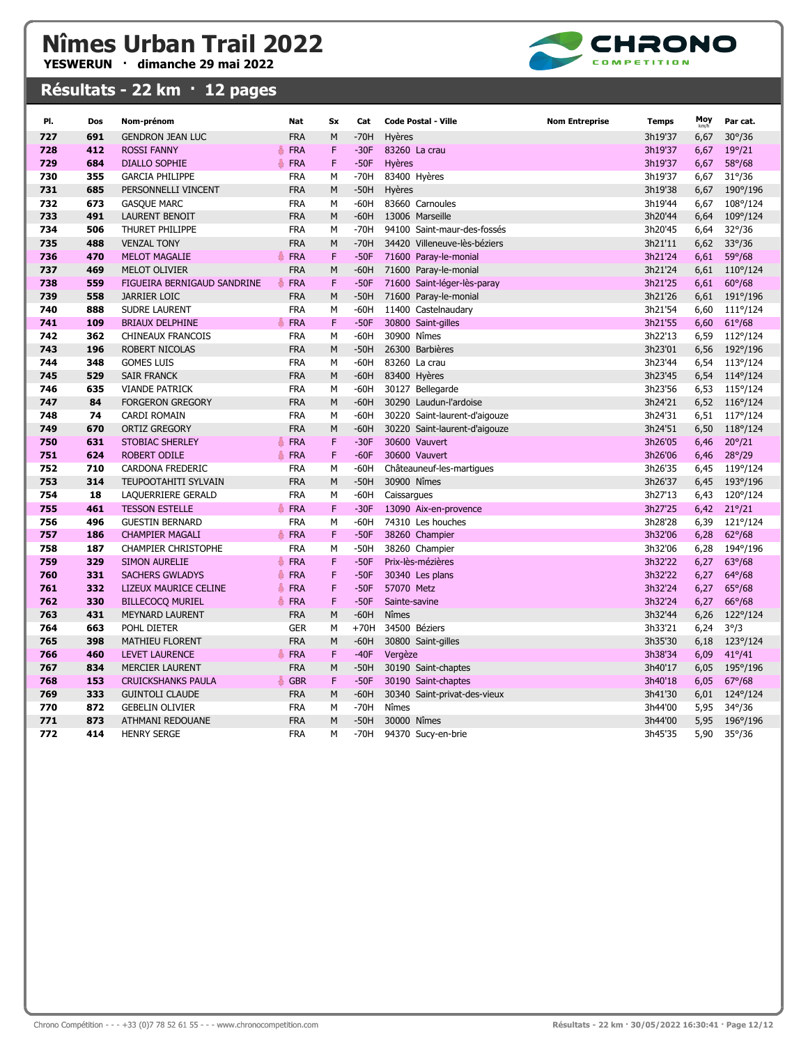# Nîmes Urban Trail 2022

**YESWERUN · dimanche 29 mai 2022**

## Résultats - 22 km · 12 pages

| Pl. | Dos | Nom-prénom | Nat | Sx | Cat | Code Postal - Ville | Nom Entreprise | Temps | Moy km/h | Par cat. |
|---|---|---|---|---|---|---|---|---|---|---|
| 727 | 691 | GENDRON JEAN LUC | FRA | M | -70H | Hyères | | 3h19'37 | 6,67 | 30°/36 |
| 728 | 412 | ROSSI FANNY | FRA | F | -30F | 83260 La crau | | 3h19'37 | 6,67 | 19°/21 |
| 729 | 684 | DIALLO SOPHIE | FRA | F | -50F | Hyères | | 3h19'37 | 6,67 | 58°/68 |
| 730 | 355 | GARCIA PHILIPPE | FRA | M | -70H | 83400 Hyères | | 3h19'37 | 6,67 | 31°/36 |
| 731 | 685 | PERSONNELLI VINCENT | FRA | M | -50H | Hyères | | 3h19'38 | 6,67 | 190°/196 |
| 732 | 673 | GASQUE MARC | FRA | M | -60H | 83660 Carnoules | | 3h19'44 | 6,67 | 108°/124 |
| 733 | 491 | LAURENT BENOIT | FRA | M | -60H | 13006 Marseille | | 3h20'44 | 6,64 | 109°/124 |
| 734 | 506 | THURET PHILIPPE | FRA | M | -70H | 94100 Saint-maur-des-fossés | | 3h20'45 | 6,64 | 32°/36 |
| 735 | 488 | VENZAL TONY | FRA | M | -70H | 34420 Villeneuve-lès-béziers | | 3h21'11 | 6,62 | 33°/36 |
| 736 | 470 | MELOT MAGALIE | FRA | F | -50F | 71600 Paray-le-monial | | 3h21'24 | 6,61 | 59°/68 |
| 737 | 469 | MELOT OLIVIER | FRA | M | -60H | 71600 Paray-le-monial | | 3h21'24 | 6,61 | 110°/124 |
| 738 | 559 | FIGUEIRA BERNIGAUD SANDRINE | FRA | F | -50F | 71600 Saint-léger-lès-paray | | 3h21'25 | 6,61 | 60°/68 |
| 739 | 558 | JARRIER LOIC | FRA | M | -50H | 71600 Paray-le-monial | | 3h21'26 | 6,61 | 191°/196 |
| 740 | 888 | SUDRE LAURENT | FRA | M | -60H | 11400 Castelnaudary | | 3h21'54 | 6,60 | 111°/124 |
| 741 | 109 | BRIAUX DELPHINE | FRA | F | -50F | 30800 Saint-gilles | | 3h21'55 | 6,60 | 61°/68 |
| 742 | 362 | CHINEAUX FRANCOIS | FRA | M | -60H | 30900 Nîmes | | 3h22'13 | 6,59 | 112°/124 |
| 743 | 196 | ROBERT NICOLAS | FRA | M | -50H | 26300 Barbières | | 3h23'01 | 6,56 | 192°/196 |
| 744 | 348 | GOMES LUIS | FRA | M | -60H | 83260 La crau | | 3h23'44 | 6,54 | 113°/124 |
| 745 | 529 | SAIR FRANCK | FRA | M | -60H | 83400 Hyères | | 3h23'45 | 6,54 | 114°/124 |
| 746 | 635 | VIANDE PATRICK | FRA | M | -60H | 30127 Bellegarde | | 3h23'56 | 6,53 | 115°/124 |
| 747 | 84 | FORGERON GREGORY | FRA | M | -60H | 30290 Laudun-l'ardoise | | 3h24'21 | 6,52 | 116°/124 |
| 748 | 74 | CARDI ROMAIN | FRA | M | -60H | 30220 Saint-laurent-d'aigouze | | 3h24'31 | 6,51 | 117°/124 |
| 749 | 670 | ORTIZ GREGORY | FRA | M | -60H | 30220 Saint-laurent-d'aigouze | | 3h24'51 | 6,50 | 118°/124 |
| 750 | 631 | STOBIAC SHERLEY | FRA | F | -30F | 30600 Vauvert | | 3h26'05 | 6,46 | 20°/21 |
| 751 | 624 | ROBERT ODILE | FRA | F | -60F | 30600 Vauvert | | 3h26'06 | 6,46 | 28°/29 |
| 752 | 710 | CARDONA FREDERIC | FRA | M | -60H | Châteauneuf-les-martigues | | 3h26'35 | 6,45 | 119°/124 |
| 753 | 314 | TEUPOOTAHITI SYLVAIN | FRA | M | -50H | 30900 Nîmes | | 3h26'37 | 6,45 | 193°/196 |
| 754 | 18 | LAQUERRIERE GERALD | FRA | M | -60H | Caissargues | | 3h27'13 | 6,43 | 120°/124 |
| 755 | 461 | TESSON ESTELLE | FRA | F | -30F | 13090 Aix-en-provence | | 3h27'25 | 6,42 | 21°/21 |
| 756 | 496 | GUESTIN BERNARD | FRA | M | -60H | 74310 Les houches | | 3h28'28 | 6,39 | 121°/124 |
| 757 | 186 | CHAMPIER MAGALI | FRA | F | -50F | 38260 Champier | | 3h32'06 | 6,28 | 62°/68 |
| 758 | 187 | CHAMPIER CHRISTOPHE | FRA | M | -50H | 38260 Champier | | 3h32'06 | 6,28 | 194°/196 |
| 759 | 329 | SIMON AURELIE | FRA | F | -50F | Prix-lès-mézières | | 3h32'22 | 6,27 | 63°/68 |
| 760 | 331 | SACHERS GWLADYS | FRA | F | -50F | 30340 Les plans | | 3h32'22 | 6,27 | 64°/68 |
| 761 | 332 | LIZEUX MAURICE CELINE | FRA | F | -50F | 57070 Metz | | 3h32'24 | 6,27 | 65°/68 |
| 762 | 330 | BILLECOCQ MURIEL | FRA | F | -50F | Sainte-savine | | 3h32'24 | 6,27 | 66°/68 |
| 763 | 431 | MEYNARD LAURENT | FRA | M | -60H | Nîmes | | 3h32'44 | 6,26 | 122°/124 |
| 764 | 663 | POHL DIETER | GER | M | +70H | 34500 Béziers | | 3h33'21 | 6,24 | 3°/3 |
| 765 | 398 | MATHIEU FLORENT | FRA | M | -60H | 30800 Saint-gilles | | 3h35'30 | 6,18 | 123°/124 |
| 766 | 460 | LEVET LAURENCE | FRA | F | -40F | Vergèze | | 3h38'34 | 6,09 | 41°/41 |
| 767 | 834 | MERCIER LAURENT | FRA | M | -50H | 30190 Saint-chaptes | | 3h40'17 | 6,05 | 195°/196 |
| 768 | 153 | CRUICKSHANKS PAULA | GBR | F | -50F | 30190 Saint-chaptes | | 3h40'18 | 6,05 | 67°/68 |
| 769 | 333 | GUINTOLI CLAUDE | FRA | M | -60H | 30340 Saint-privat-des-vieux | | 3h41'30 | 6,01 | 124°/124 |
| 770 | 872 | GEBELIN OLIVIER | FRA | M | -70H | Nîmes | | 3h44'00 | 5,95 | 34°/36 |
| 771 | 873 | ATHMANI REDOUANE | FRA | M | -50H | 30000 Nîmes | | 3h44'00 | 5,95 | 196°/196 |
| 772 | 414 | HENRY SERGE | FRA | M | -70H | 94370 Sucy-en-brie | | 3h45'35 | 5,90 | 35°/36 |